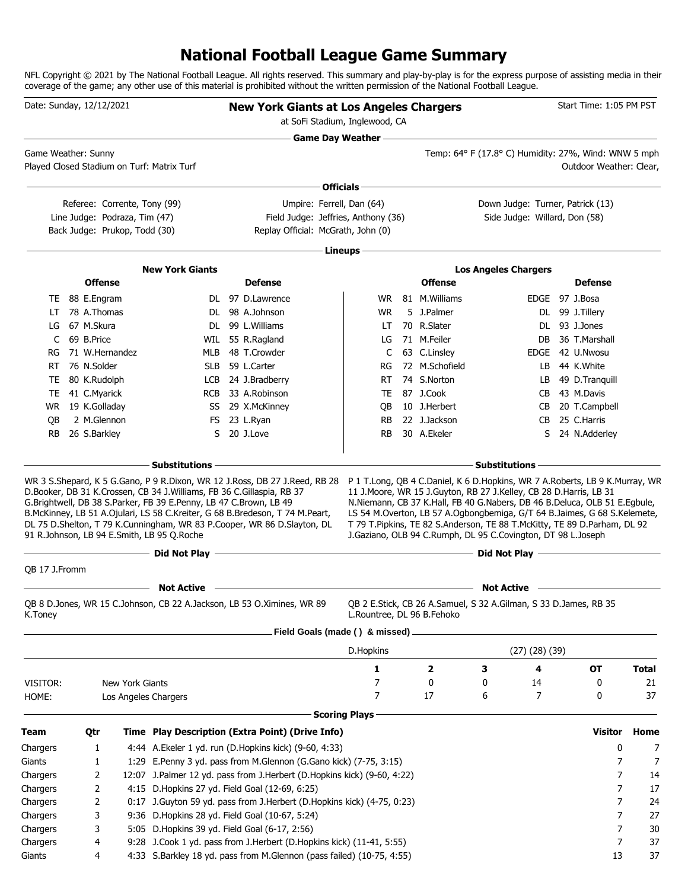# National Football League Game Summary

NFL Copyright © 2021 by The National Football League. All rights reserved. This summary and play-by-play is for the express purpose of assisting media in their coverage of the game; any other use of this material is prohibited without the written permission of the National Football League.

Date: Sunday, 12/12/2021

**New York Giants at Los Angeles Chargers**

at SoFi Stadium, Inglewood, CA

Start Time: 1:05 PM PST

## Game Day Weather

Game Weather: Sunny

Played Closed Stadium on Turf: Matrix Turf

Temp: 64° F (17.8° C) Humidity: 27%, Wind: WNW 5 mph

Outdoor Weather: Clear,

## Officials

Referee: Corrente, Tony (99)
Line Judge: Podraza, Tim (47)
Back Judge: Prukop, Todd (30)
Umpire: Ferrell, Dan (64)
Field Judge: Jeffries, Anthony (36)
Replay Official: McGrath, John (0)
Down Judge: Turner, Patrick (13)
Side Judge: Willard, Don (58)

## Lineups

**New York Giants**

| Offense | | | Defense | | |
|---|---|---|---|---|---|
| TE | 88 | E.Engram | DL | 97 | D.Lawrence |
| LT | 78 | A.Thomas | DL | 98 | A.Johnson |
| LG | 67 | M.Skura | DL | 99 | L.Williams |
| C | 69 | B.Price | WIL | 55 | R.Ragland |
| RG | 71 | W.Hernandez | MLB | 48 | T.Crowder |
| RT | 76 | N.Solder | SLB | 59 | L.Carter |
| TE | 80 | K.Rudolph | LCB | 24 | J.Bradberry |
| TE | 41 | C.Myarick | RCB | 33 | A.Robinson |
| WR | 19 | K.Golladay | SS | 29 | X.McKinney |
| QB | 2 | M.Glennon | FS | 23 | L.Ryan |
| RB | 26 | S.Barkley | S | 20 | J.Love |

**Los Angeles Chargers**

| Offense | | | Defense | | |
|---|---|---|---|---|---|
| WR | 81 | M.Williams | EDGE | 97 | J.Bosa |
| WR | 5 | J.Palmer | DL | 99 | J.Tillery |
| LT | 70 | R.Slater | DL | 93 | J.Jones |
| LG | 71 | M.Feiler | DB | 36 | T.Marshall |
| C | 63 | C.Linsley | EDGE | 42 | U.Nwosu |
| RG | 72 | M.Schofield | LB | 44 | K.White |
| RT | 74 | S.Norton | LB | 49 | D.Tranquill |
| TE | 87 | J.Cook | CB | 43 | M.Davis |
| QB | 10 | J.Herbert | CB | 20 | T.Campbell |
| RB | 22 | J.Jackson | CB | 25 | C.Harris |
| RB | 30 | A.Ekeler | S | 24 | N.Adderley |

## Substitutions

**New York Giants:** WR 3 S.Shepard, K 5 G.Gano, P 9 R.Dixon, WR 12 J.Ross, DB 27 J.Reed, RB 28 D.Booker, DB 31 K.Crossen, CB 34 J.Williams, FB 36 C.Gillaspia, RB 37 G.Brightwell, DB 38 S.Parker, FB 39 E.Penny, LB 47 C.Brown, LB 49 B.McKinney, LB 51 A.Ojulari, LB 58 C.Kreiter, G 68 B.Bredeson, T 74 M.Peart, DL 75 D.Shelton, T 79 K.Cunningham, WR 83 P.Cooper, WR 86 D.Slayton, DL 91 R.Johnson, LB 94 E.Smith, LB 95 Q.Roche

**Los Angeles Chargers:** P 1 T.Long, QB 4 C.Daniel, K 6 D.Hopkins, WR 7 A.Roberts, LB 9 K.Murray, WR 11 J.Moore, WR 15 J.Guyton, RB 27 J.Kelley, CB 28 D.Harris, LB 31 N.Niemann, CB 37 K.Hall, FB 40 G.Nabers, DB 46 B.Deluca, OLB 51 E.Egbule, LS 54 M.Overton, LB 57 A.Ogbongbemiga, G/T 64 B.Jaimes, G 68 S.Kelemete, T 79 T.Pipkins, TE 82 S.Anderson, TE 88 T.McKitty, TE 89 D.Parham, DL 92 J.Gaziano, OLB 94 C.Rumph, DL 95 C.Covington, DT 98 L.Joseph

## Did Not Play

**New York Giants:** QB 17 J.Fromm

**Los Angeles Chargers:**

## Not Active

**New York Giants:** QB 8 D.Jones, WR 15 C.Johnson, CB 22 A.Jackson, LB 53 O.Ximines, WR 89 K.Toney

**Los Angeles Chargers:** QB 2 E.Stick, CB 26 A.Samuel, S 32 A.Gilman, S 33 D.James, RB 35 L.Rountree, DL 96 B.Fehoko

## Field Goals (made ( ) & missed)

| | |
|---|---|
| D.Hopkins | (27) (28) (39) |

| | | 1 | 2 | 3 | 4 | OT | Total |
|---|---|---|---|---|---|---|---|
| VISITOR: | New York Giants | 7 | 0 | 0 | 14 | 0 | 21 |
| HOME: | Los Angeles Chargers | 7 | 17 | 6 | 7 | 0 | 37 |

## Scoring Plays

| Team | Qtr | Time | Play Description (Extra Point) (Drive Info) | Visitor | Home |
|---|---|---|---|---|---|
| Chargers | 1 | 4:44 | A.Ekeler 1 yd. run (D.Hopkins kick) (9-60, 4:33) | 0 | 7 |
| Giants | 1 | 1:29 | E.Penny 3 yd. pass from M.Glennon (G.Gano kick) (7-75, 3:15) | 7 | 7 |
| Chargers | 2 | 12:07 | J.Palmer 12 yd. pass from J.Herbert (D.Hopkins kick) (9-60, 4:22) | 7 | 14 |
| Chargers | 2 | 4:15 | D.Hopkins 27 yd. Field Goal (12-69, 6:25) | 7 | 17 |
| Chargers | 2 | 0:17 | J.Guyton 59 yd. pass from J.Herbert (D.Hopkins kick) (4-75, 0:23) | 7 | 24 |
| Chargers | 3 | 9:36 | D.Hopkins 28 yd. Field Goal (10-67, 5:24) | 7 | 27 |
| Chargers | 3 | 5:05 | D.Hopkins 39 yd. Field Goal (6-17, 2:56) | 7 | 30 |
| Chargers | 4 | 9:28 | J.Cook 1 yd. pass from J.Herbert (D.Hopkins kick) (11-41, 5:55) | 7 | 37 |
| Giants | 4 | 4:33 | S.Barkley 18 yd. pass from M.Glennon (pass failed) (10-75, 4:55) | 13 | 37 |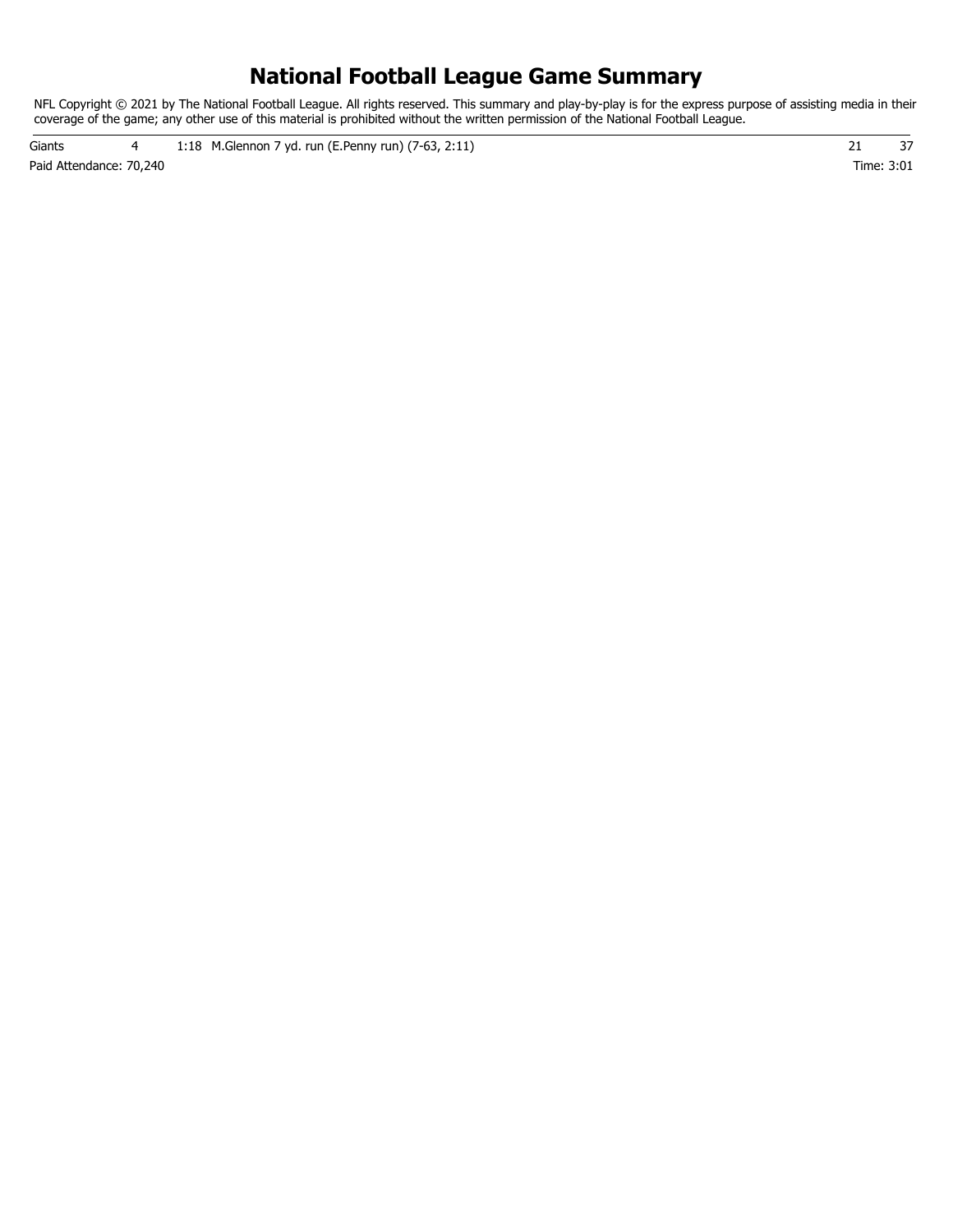# National Football League Game Summary

NFL Copyright © 2021 by The National Football League. All rights reserved. This summary and play-by-play is for the express purpose of assisting media in their coverage of the game; any other use of this material is prohibited without the written permission of the National Football League.

| | | | | | |
|---|---|---|---|---|---|
| Giants | 4 | 1:18 | M.Glennon 7 yd. run (E.Penny run) (7-63, 2:11) | 21 | 37 |

Paid Attendance: 70,240

Time: 3:01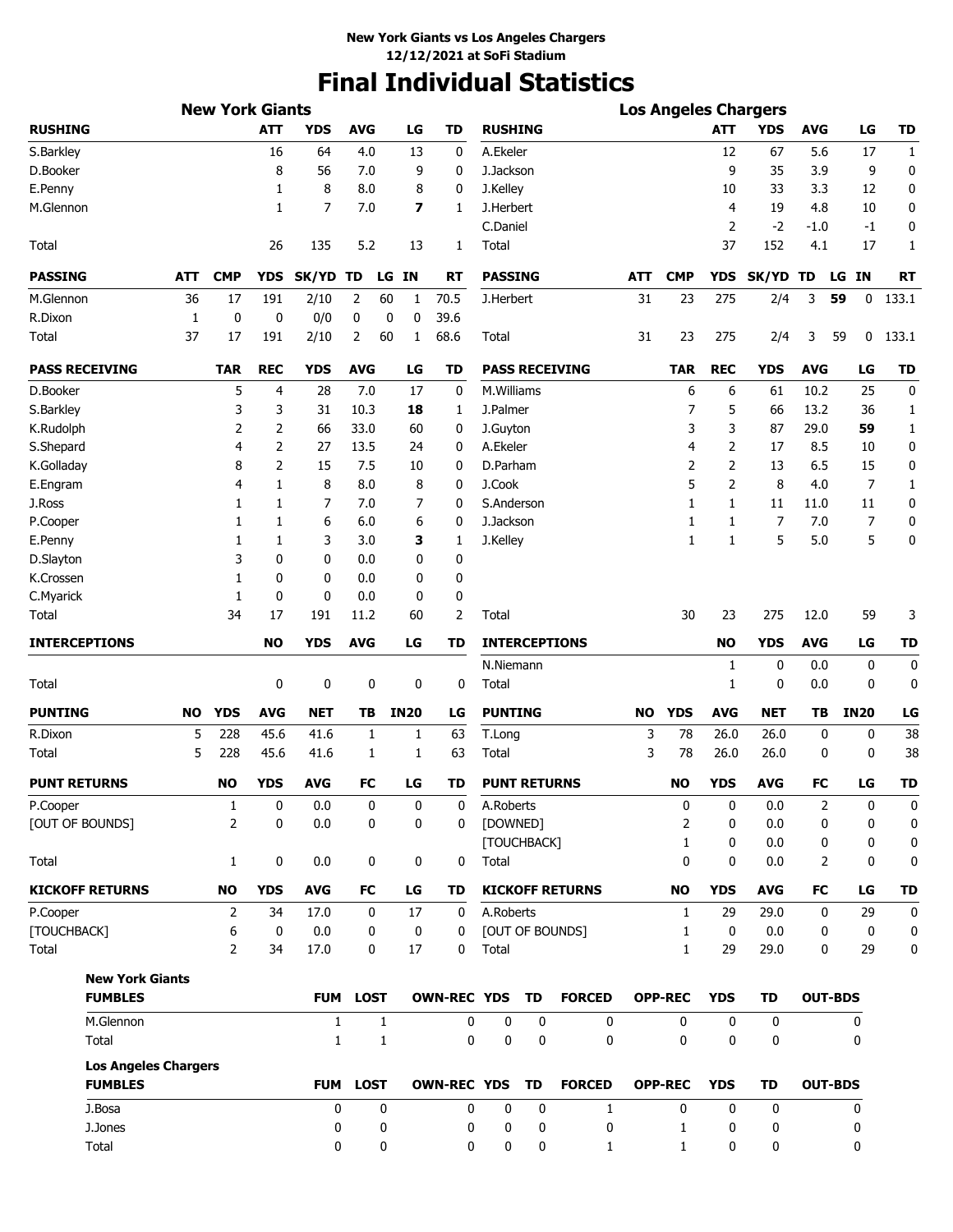**New York Giants vs Los Angeles Chargers**
**12/12/2021 at SoFi Stadium**

# Final Individual Statistics

## New York Giants

| RUSHING | ATT | YDS | AVG | LG | TD |
|---|---|---|---|---|---|
| S.Barkley | 16 | 64 | 4.0 | 13 | 0 |
| D.Booker | 8 | 56 | 7.0 | 9 | 0 |
| E.Penny | 1 | 8 | 8.0 | 8 | 0 |
| M.Glennon | 1 | 7 | 7.0 | **7** | 1 |
| Total | 26 | 135 | 5.2 | 13 | 1 |

| PASSING | ATT | CMP | YDS | SK/YD | TD | LG | IN | RT |
|---|---|---|---|---|---|---|---|---|
| M.Glennon | 36 | 17 | 191 | 2/10 | 2 | 60 | 1 | 70.5 |
| R.Dixon | 1 | 0 | 0 | 0/0 | 0 | 0 | 0 | 39.6 |
| Total | 37 | 17 | 191 | 2/10 | 2 | 60 | 1 | 68.6 |

| PASS RECEIVING | TAR | REC | YDS | AVG | LG | TD |
|---|---|---|---|---|---|---|
| D.Booker | 5 | 4 | 28 | 7.0 | 17 | 0 |
| S.Barkley | 3 | 3 | 31 | 10.3 | **18** | 1 |
| K.Rudolph | 2 | 2 | 66 | 33.0 | 60 | 0 |
| S.Shepard | 4 | 2 | 27 | 13.5 | 24 | 0 |
| K.Golladay | 8 | 2 | 15 | 7.5 | 10 | 0 |
| E.Engram | 4 | 1 | 8 | 8.0 | 8 | 0 |
| J.Ross | 1 | 1 | 7 | 7.0 | 7 | 0 |
| P.Cooper | 1 | 1 | 6 | 6.0 | 6 | 0 |
| E.Penny | 1 | 1 | 3 | 3.0 | **3** | 1 |
| D.Slayton | 3 | 0 | 0 | 0.0 | 0 | 0 |
| K.Crossen | 1 | 0 | 0 | 0.0 | 0 | 0 |
| C.Myarick | 1 | 0 | 0 | 0.0 | 0 | 0 |
| Total | 34 | 17 | 191 | 11.2 | 60 | 2 |

| INTERCEPTIONS | NO | YDS | AVG | LG | TD |
|---|---|---|---|---|---|
| Total | 0 | 0 | 0 | 0 | 0 |

| PUNTING | NO | YDS | AVG | NET | TB | IN20 | LG |
|---|---|---|---|---|---|---|---|
| R.Dixon | 5 | 228 | 45.6 | 41.6 | 1 | 1 | 63 |
| Total | 5 | 228 | 45.6 | 41.6 | 1 | 1 | 63 |

| PUNT RETURNS | NO | YDS | AVG | FC | LG | TD |
|---|---|---|---|---|---|---|
| P.Cooper | 1 | 0 | 0.0 | 0 | 0 | 0 |
| [OUT OF BOUNDS] | 2 | 0 | 0.0 | 0 | 0 | 0 |
| Total | 1 | 0 | 0.0 | 0 | 0 | 0 |

| KICKOFF RETURNS | NO | YDS | AVG | FC | LG | TD |
|---|---|---|---|---|---|---|
| P.Cooper | 2 | 34 | 17.0 | 0 | 17 | 0 |
| [TOUCHBACK] | 6 | 0 | 0.0 | 0 | 0 | 0 |
| Total | 2 | 34 | 17.0 | 0 | 17 | 0 |

## Los Angeles Chargers

| RUSHING | ATT | YDS | AVG | LG | TD |
|---|---|---|---|---|---|
| A.Ekeler | 12 | 67 | 5.6 | 17 | 1 |
| J.Jackson | 9 | 35 | 3.9 | 9 | 0 |
| J.Kelley | 10 | 33 | 3.3 | 12 | 0 |
| J.Herbert | 4 | 19 | 4.8 | 10 | 0 |
| C.Daniel | 2 | -2 | -1.0 | -1 | 0 |
| Total | 37 | 152 | 4.1 | 17 | 1 |

| PASSING | ATT | CMP | YDS | SK/YD | TD | LG | IN | RT |
|---|---|---|---|---|---|---|---|---|
| J.Herbert | 31 | 23 | 275 | 2/4 | 3 | **59** | 0 | 133.1 |
| Total | 31 | 23 | 275 | 2/4 | 3 | 59 | 0 | 133.1 |

| PASS RECEIVING | TAR | REC | YDS | AVG | LG | TD |
|---|---|---|---|---|---|---|
| M.Williams | 6 | 6 | 61 | 10.2 | 25 | 0 |
| J.Palmer | 7 | 5 | 66 | 13.2 | 36 | 1 |
| J.Guyton | 3 | 3 | 87 | 29.0 | **59** | 1 |
| A.Ekeler | 4 | 2 | 17 | 8.5 | 10 | 0 |
| D.Parham | 2 | 2 | 13 | 6.5 | 15 | 0 |
| J.Cook | 5 | 2 | 8 | 4.0 | 7 | 1 |
| S.Anderson | 1 | 1 | 11 | 11.0 | 11 | 0 |
| J.Jackson | 1 | 1 | 7 | 7.0 | 7 | 0 |
| J.Kelley | 1 | 1 | 5 | 5.0 | 5 | 0 |
| Total | 30 | 23 | 275 | 12.0 | 59 | 3 |

| INTERCEPTIONS | NO | YDS | AVG | LG | TD |
|---|---|---|---|---|---|
| N.Niemann | 1 | 0 | 0.0 | 0 | 0 |
| Total | 1 | 0 | 0.0 | 0 | 0 |

| PUNTING | NO | YDS | AVG | NET | TB | IN20 | LG |
|---|---|---|---|---|---|---|---|
| T.Long | 3 | 78 | 26.0 | 26.0 | 0 | 0 | 38 |
| Total | 3 | 78 | 26.0 | 26.0 | 0 | 0 | 38 |

| PUNT RETURNS | NO | YDS | AVG | FC | LG | TD |
|---|---|---|---|---|---|---|
| A.Roberts | 0 | 0 | 0.0 | 2 | 0 | 0 |
| [DOWNED] | 2 | 0 | 0.0 | 0 | 0 | 0 |
| [TOUCHBACK] | 1 | 0 | 0.0 | 0 | 0 | 0 |
| Total | 0 | 0 | 0.0 | 2 | 0 | 0 |

| KICKOFF RETURNS | NO | YDS | AVG | FC | LG | TD |
|---|---|---|---|---|---|---|
| A.Roberts | 1 | 29 | 29.0 | 0 | 29 | 0 |
| [OUT OF BOUNDS] | 1 | 0 | 0.0 | 0 | 0 | 0 |
| Total | 1 | 29 | 29.0 | 0 | 29 | 0 |

**New York Giants**

| FUMBLES | FUM | LOST | OWN-REC | YDS | TD | FORCED | OPP-REC | YDS | TD | OUT-BDS |
|---|---|---|---|---|---|---|---|---|---|---|
| M.Glennon | 1 | 1 | 0 | 0 | 0 | 0 | 0 | 0 | 0 | 0 |
| Total | 1 | 1 | 0 | 0 | 0 | 0 | 0 | 0 | 0 | 0 |

**Los Angeles Chargers**

| FUMBLES | FUM | LOST | OWN-REC | YDS | TD | FORCED | OPP-REC | YDS | TD | OUT-BDS |
|---|---|---|---|---|---|---|---|---|---|---|
| J.Bosa | 0 | 0 | 0 | 0 | 0 | 1 | 0 | 0 | 0 | 0 |
| J.Jones | 0 | 0 | 0 | 0 | 0 | 0 | 1 | 0 | 0 | 0 |
| Total | 0 | 0 | 0 | 0 | 0 | 1 | 1 | 0 | 0 | 0 |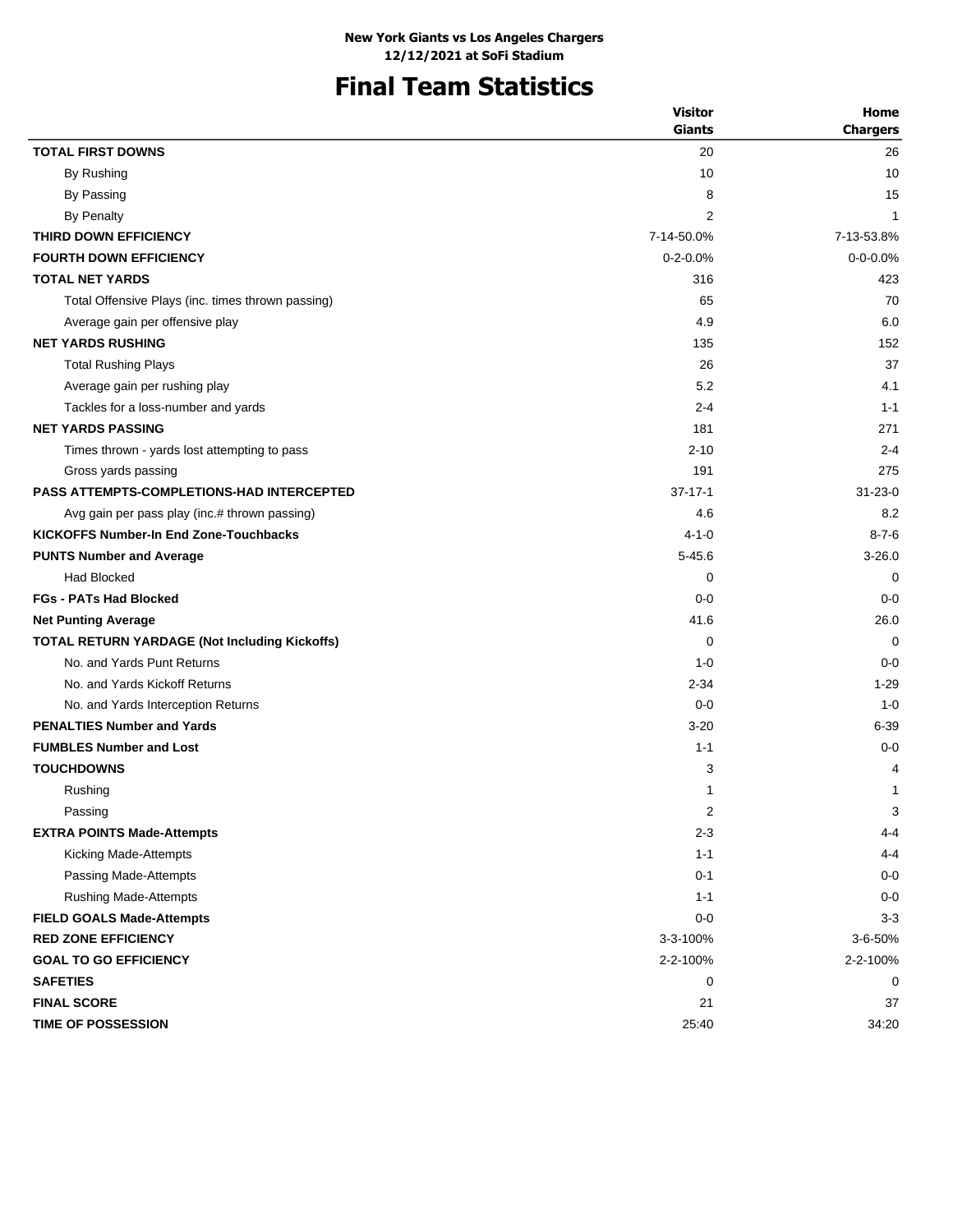**New York Giants vs Los Angeles Chargers**
**12/12/2021 at SoFi Stadium**

# Final Team Statistics

| | Visitor Giants | Home Chargers |
|---|---|---|
| **TOTAL FIRST DOWNS** | 20 | 26 |
| By Rushing | 10 | 10 |
| By Passing | 8 | 15 |
| By Penalty | 2 | 1 |
| **THIRD DOWN EFFICIENCY** | 7-14-50.0% | 7-13-53.8% |
| **FOURTH DOWN EFFICIENCY** | 0-2-0.0% | 0-0-0.0% |
| **TOTAL NET YARDS** | 316 | 423 |
| Total Offensive Plays (inc. times thrown passing) | 65 | 70 |
| Average gain per offensive play | 4.9 | 6.0 |
| **NET YARDS RUSHING** | 135 | 152 |
| Total Rushing Plays | 26 | 37 |
| Average gain per rushing play | 5.2 | 4.1 |
| Tackles for a loss-number and yards | 2-4 | 1-1 |
| **NET YARDS PASSING** | 181 | 271 |
| Times thrown - yards lost attempting to pass | 2-10 | 2-4 |
| Gross yards passing | 191 | 275 |
| **PASS ATTEMPTS-COMPLETIONS-HAD INTERCEPTED** | 37-17-1 | 31-23-0 |
| Avg gain per pass play (inc.# thrown passing) | 4.6 | 8.2 |
| **KICKOFFS Number-In End Zone-Touchbacks** | 4-1-0 | 8-7-6 |
| **PUNTS Number and Average** | 5-45.6 | 3-26.0 |
| Had Blocked | 0 | 0 |
| **FGs - PATs Had Blocked** | 0-0 | 0-0 |
| **Net Punting Average** | 41.6 | 26.0 |
| **TOTAL RETURN YARDAGE (Not Including Kickoffs)** | 0 | 0 |
| No. and Yards Punt Returns | 1-0 | 0-0 |
| No. and Yards Kickoff Returns | 2-34 | 1-29 |
| No. and Yards Interception Returns | 0-0 | 1-0 |
| **PENALTIES Number and Yards** | 3-20 | 6-39 |
| **FUMBLES Number and Lost** | 1-1 | 0-0 |
| **TOUCHDOWNS** | 3 | 4 |
| Rushing | 1 | 1 |
| Passing | 2 | 3 |
| **EXTRA POINTS Made-Attempts** | 2-3 | 4-4 |
| Kicking Made-Attempts | 1-1 | 4-4 |
| Passing Made-Attempts | 0-1 | 0-0 |
| Rushing Made-Attempts | 1-1 | 0-0 |
| **FIELD GOALS Made-Attempts** | 0-0 | 3-3 |
| **RED ZONE EFFICIENCY** | 3-3-100% | 3-6-50% |
| **GOAL TO GO EFFICIENCY** | 2-2-100% | 2-2-100% |
| **SAFETIES** | 0 | 0 |
| **FINAL SCORE** | 21 | 37 |
| **TIME OF POSSESSION** | 25:40 | 34:20 |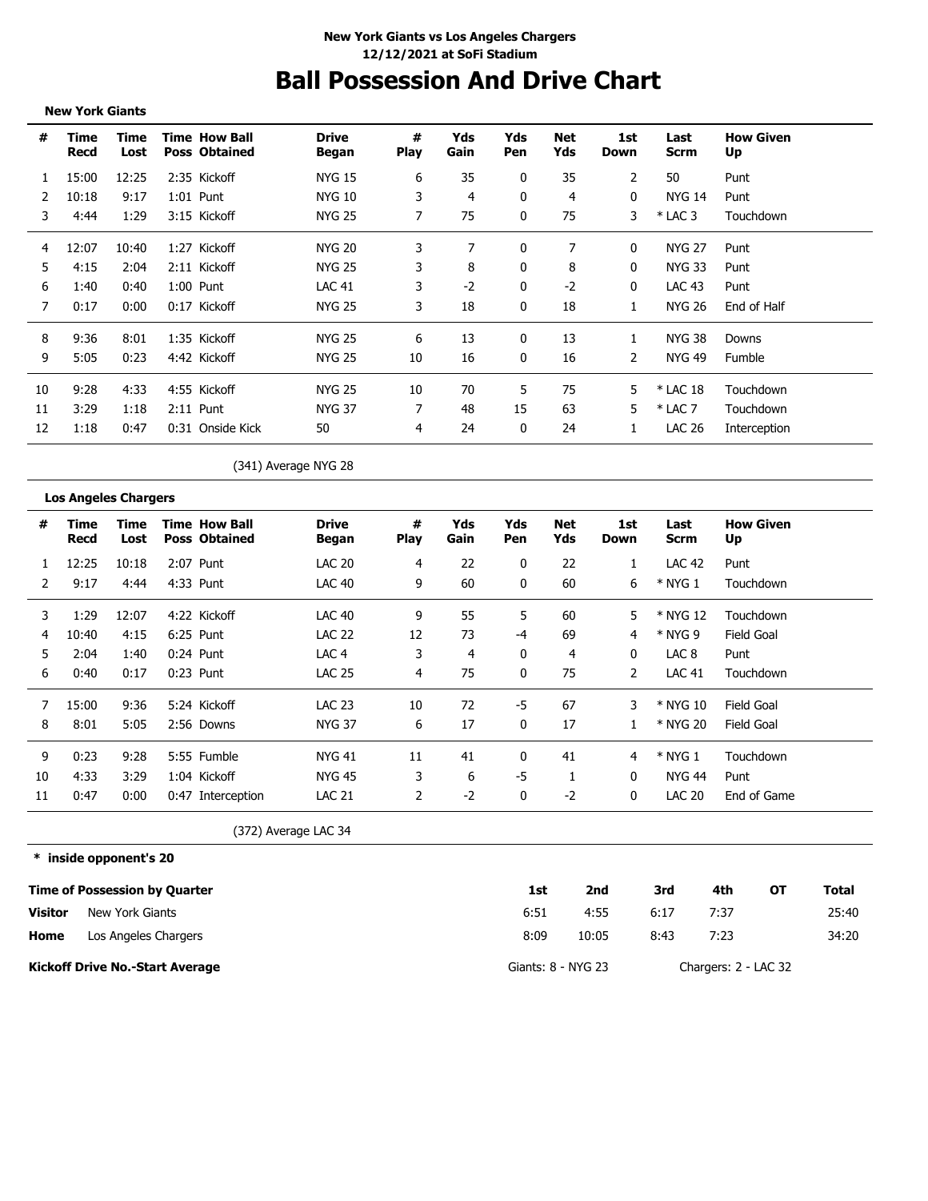**New York Giants vs Los Angeles Chargers**
**12/12/2021 at SoFi Stadium**

# Ball Possession And Drive Chart

**New York Giants**

| # | Time Recd | Time Lost | Time Poss | How Ball Obtained | Drive Began | # Play | Yds Gain | Yds Pen | Net Yds | 1st Down | Last Scrm | How Given Up |
|---|---|---|---|---|---|---|---|---|---|---|---|---|
| 1 | 15:00 | 12:25 | 2:35 | Kickoff | NYG 15 | 6 | 35 | 0 | 35 | 2 | 50 | Punt |
| 2 | 10:18 | 9:17 | 1:01 | Punt | NYG 10 | 3 | 4 | 0 | 4 | 0 | NYG 14 | Punt |
| 3 | 4:44 | 1:29 | 3:15 | Kickoff | NYG 25 | 7 | 75 | 0 | 75 | 3 | * LAC 3 | Touchdown |
| 4 | 12:07 | 10:40 | 1:27 | Kickoff | NYG 20 | 3 | 7 | 0 | 7 | 0 | NYG 27 | Punt |
| 5 | 4:15 | 2:04 | 2:11 | Kickoff | NYG 25 | 3 | 8 | 0 | 8 | 0 | NYG 33 | Punt |
| 6 | 1:40 | 0:40 | 1:00 | Punt | LAC 41 | 3 | -2 | 0 | -2 | 0 | LAC 43 | Punt |
| 7 | 0:17 | 0:00 | 0:17 | Kickoff | NYG 25 | 3 | 18 | 0 | 18 | 1 | NYG 26 | End of Half |
| 8 | 9:36 | 8:01 | 1:35 | Kickoff | NYG 25 | 6 | 13 | 0 | 13 | 1 | NYG 38 | Downs |
| 9 | 5:05 | 0:23 | 4:42 | Kickoff | NYG 25 | 10 | 16 | 0 | 16 | 2 | NYG 49 | Fumble |
| 10 | 9:28 | 4:33 | 4:55 | Kickoff | NYG 25 | 10 | 70 | 5 | 75 | 5 | * LAC 18 | Touchdown |
| 11 | 3:29 | 1:18 | 2:11 | Punt | NYG 37 | 7 | 48 | 15 | 63 | 5 | * LAC 7 | Touchdown |
| 12 | 1:18 | 0:47 | 0:31 | Onside Kick | 50 | 4 | 24 | 0 | 24 | 1 | LAC 26 | Interception |

(341) Average NYG 28

**Los Angeles Chargers**

| # | Time Recd | Time Lost | Time Poss | How Ball Obtained | Drive Began | # Play | Yds Gain | Yds Pen | Net Yds | 1st Down | Last Scrm | How Given Up |
|---|---|---|---|---|---|---|---|---|---|---|---|---|
| 1 | 12:25 | 10:18 | 2:07 | Punt | LAC 20 | 4 | 22 | 0 | 22 | 1 | LAC 42 | Punt |
| 2 | 9:17 | 4:44 | 4:33 | Punt | LAC 40 | 9 | 60 | 0 | 60 | 6 | * NYG 1 | Touchdown |
| 3 | 1:29 | 12:07 | 4:22 | Kickoff | LAC 40 | 9 | 55 | 5 | 60 | 5 | * NYG 12 | Touchdown |
| 4 | 10:40 | 4:15 | 6:25 | Punt | LAC 22 | 12 | 73 | -4 | 69 | 4 | * NYG 9 | Field Goal |
| 5 | 2:04 | 1:40 | 0:24 | Punt | LAC 4 | 3 | 4 | 0 | 4 | 0 | LAC 8 | Punt |
| 6 | 0:40 | 0:17 | 0:23 | Punt | LAC 25 | 4 | 75 | 0 | 75 | 2 | LAC 41 | Touchdown |
| 7 | 15:00 | 9:36 | 5:24 | Kickoff | LAC 23 | 10 | 72 | -5 | 67 | 3 | * NYG 10 | Field Goal |
| 8 | 8:01 | 5:05 | 2:56 | Downs | NYG 37 | 6 | 17 | 0 | 17 | 1 | * NYG 20 | Field Goal |
| 9 | 0:23 | 9:28 | 5:55 | Fumble | NYG 41 | 11 | 41 | 0 | 41 | 4 | * NYG 1 | Touchdown |
| 10 | 4:33 | 3:29 | 1:04 | Kickoff | NYG 45 | 3 | 6 | -5 | 1 | 0 | NYG 44 | Punt |
| 11 | 0:47 | 0:00 | 0:47 | Interception | LAC 21 | 2 | -2 | 0 | -2 | 0 | LAC 20 | End of Game |

(372) Average LAC 34

**\* inside opponent's 20**

| Time of Possession by Quarter | | 1st | 2nd | 3rd | 4th | OT | Total |
|---|---|---|---|---|---|---|---|
| **Visitor** | New York Giants | 6:51 | 4:55 | 6:17 | 7:37 | | 25:40 |
| **Home** | Los Angeles Chargers | 8:09 | 10:05 | 8:43 | 7:23 | | 34:20 |

**Kickoff Drive No.-Start Average** Giants: 8 - NYG 23 Chargers: 2 - LAC 32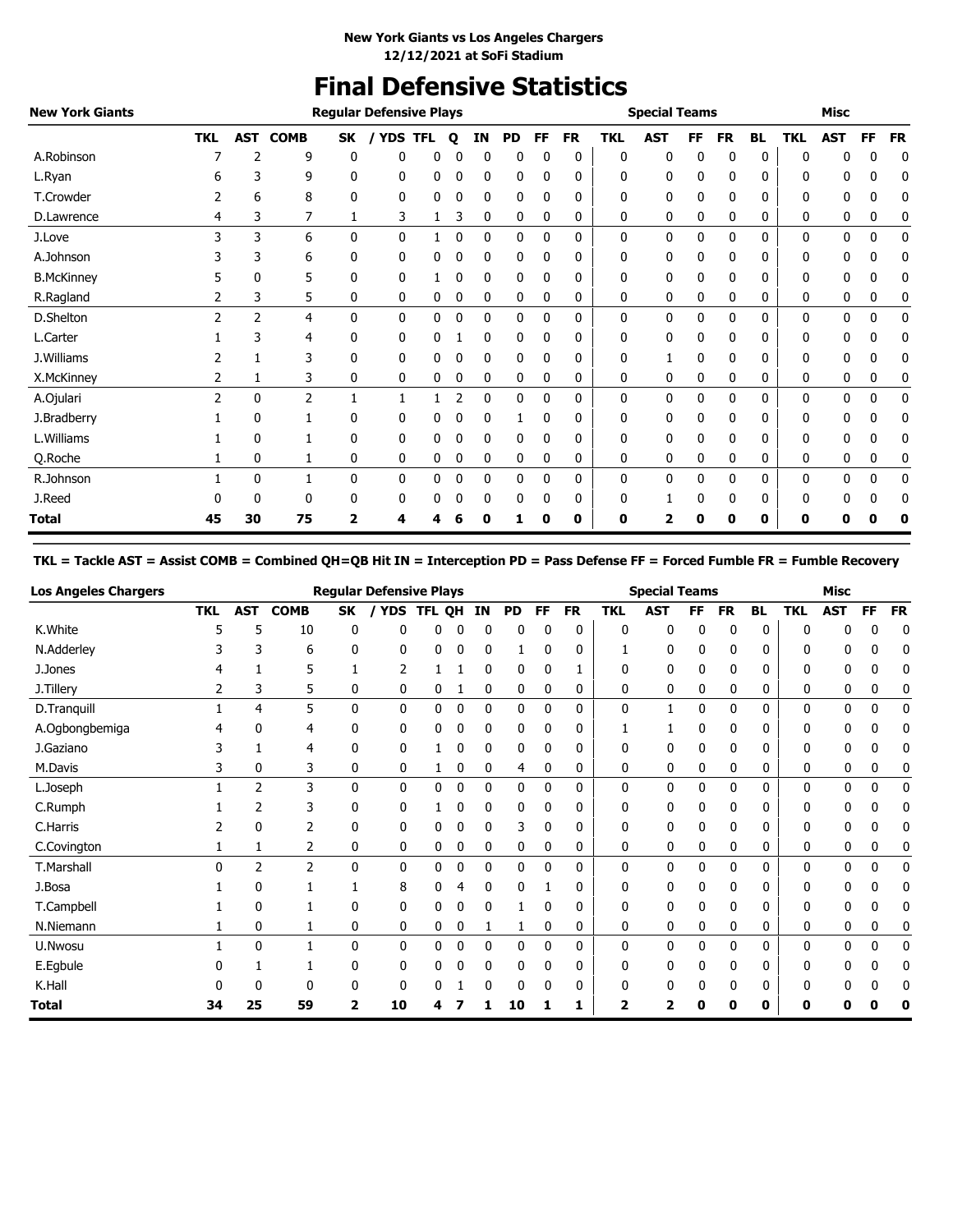**New York Giants vs Los Angeles Chargers**
**12/12/2021 at SoFi Stadium**

# Final Defensive Statistics

| New York Giants | Regular Defensive Plays | | | | | | | | | | | Special Teams | | | | | Misc | | | |
|---|---|---|---|---|---|---|---|---|---|---|---|---|---|---|---|---|---|---|---|---|
| | TKL | AST | COMB | SK | / YDS | TFL | Q | IN | PD | FF | FR | TKL | AST | FF | FR | BL | TKL | AST | FF | FR |
| A.Robinson | 7 | 2 | 9 | 0 | 0 | 0 | 0 | 0 | 0 | 0 | 0 | 0 | 0 | 0 | 0 | 0 | 0 | 0 | 0 | 0 |
| L.Ryan | 6 | 3 | 9 | 0 | 0 | 0 | 0 | 0 | 0 | 0 | 0 | 0 | 0 | 0 | 0 | 0 | 0 | 0 | 0 | 0 |
| T.Crowder | 2 | 6 | 8 | 0 | 0 | 0 | 0 | 0 | 0 | 0 | 0 | 0 | 0 | 0 | 0 | 0 | 0 | 0 | 0 | 0 |
| D.Lawrence | 4 | 3 | 7 | 1 | 3 | 1 | 3 | 0 | 0 | 0 | 0 | 0 | 0 | 0 | 0 | 0 | 0 | 0 | 0 | 0 |
| J.Love | 3 | 3 | 6 | 0 | 0 | 1 | 0 | 0 | 0 | 0 | 0 | 0 | 0 | 0 | 0 | 0 | 0 | 0 | 0 | 0 |
| A.Johnson | 3 | 3 | 6 | 0 | 0 | 0 | 0 | 0 | 0 | 0 | 0 | 0 | 0 | 0 | 0 | 0 | 0 | 0 | 0 | 0 |
| B.McKinney | 5 | 0 | 5 | 0 | 0 | 1 | 0 | 0 | 0 | 0 | 0 | 0 | 0 | 0 | 0 | 0 | 0 | 0 | 0 | 0 |
| R.Ragland | 2 | 3 | 5 | 0 | 0 | 0 | 0 | 0 | 0 | 0 | 0 | 0 | 0 | 0 | 0 | 0 | 0 | 0 | 0 | 0 |
| D.Shelton | 2 | 2 | 4 | 0 | 0 | 0 | 0 | 0 | 0 | 0 | 0 | 0 | 0 | 0 | 0 | 0 | 0 | 0 | 0 | 0 |
| L.Carter | 1 | 3 | 4 | 0 | 0 | 0 | 1 | 0 | 0 | 0 | 0 | 0 | 0 | 0 | 0 | 0 | 0 | 0 | 0 | 0 |
| J.Williams | 2 | 1 | 3 | 0 | 0 | 0 | 0 | 0 | 0 | 0 | 0 | 0 | 1 | 0 | 0 | 0 | 0 | 0 | 0 | 0 |
| X.McKinney | 2 | 1 | 3 | 0 | 0 | 0 | 0 | 0 | 0 | 0 | 0 | 0 | 0 | 0 | 0 | 0 | 0 | 0 | 0 | 0 |
| A.Ojulari | 2 | 0 | 2 | 1 | 1 | 1 | 2 | 0 | 0 | 0 | 0 | 0 | 0 | 0 | 0 | 0 | 0 | 0 | 0 | 0 |
| J.Bradberry | 1 | 0 | 1 | 0 | 0 | 0 | 0 | 0 | 1 | 0 | 0 | 0 | 0 | 0 | 0 | 0 | 0 | 0 | 0 | 0 |
| L.Williams | 1 | 0 | 1 | 0 | 0 | 0 | 0 | 0 | 0 | 0 | 0 | 0 | 0 | 0 | 0 | 0 | 0 | 0 | 0 | 0 |
| Q.Roche | 1 | 0 | 1 | 0 | 0 | 0 | 0 | 0 | 0 | 0 | 0 | 0 | 0 | 0 | 0 | 0 | 0 | 0 | 0 | 0 |
| R.Johnson | 1 | 0 | 1 | 0 | 0 | 0 | 0 | 0 | 0 | 0 | 0 | 0 | 0 | 0 | 0 | 0 | 0 | 0 | 0 | 0 |
| J.Reed | 0 | 0 | 0 | 0 | 0 | 0 | 0 | 0 | 0 | 0 | 0 | 0 | 1 | 0 | 0 | 0 | 0 | 0 | 0 | 0 |
| **Total** | **45** | **30** | **75** | **2** | **4** | **4** | **6** | **0** | **1** | **0** | **0** | **0** | **2** | **0** | **0** | **0** | **0** | **0** | **0** | **0** |

**TKL = Tackle AST = Assist COMB = Combined QH=QB Hit IN = Interception PD = Pass Defense FF = Forced Fumble FR = Fumble Recovery**

| Los Angeles Chargers | Regular Defensive Plays | | | | | | | | | | | Special Teams | | | | | Misc | | | |
|---|---|---|---|---|---|---|---|---|---|---|---|---|---|---|---|---|---|---|---|---|
| | TKL | AST | COMB | SK | / YDS | TFL | QH | IN | PD | FF | FR | TKL | AST | FF | FR | BL | TKL | AST | FF | FR |
| K.White | 5 | 5 | 10 | 0 | 0 | 0 | 0 | 0 | 0 | 0 | 0 | 0 | 0 | 0 | 0 | 0 | 0 | 0 | 0 | 0 |
| N.Adderley | 3 | 3 | 6 | 0 | 0 | 0 | 0 | 0 | 1 | 0 | 0 | 1 | 0 | 0 | 0 | 0 | 0 | 0 | 0 | 0 |
| J.Jones | 4 | 1 | 5 | 1 | 2 | 1 | 1 | 0 | 0 | 0 | 1 | 0 | 0 | 0 | 0 | 0 | 0 | 0 | 0 | 0 |
| J.Tillery | 2 | 3 | 5 | 0 | 0 | 0 | 1 | 0 | 0 | 0 | 0 | 0 | 0 | 0 | 0 | 0 | 0 | 0 | 0 | 0 |
| D.Tranquill | 1 | 4 | 5 | 0 | 0 | 0 | 0 | 0 | 0 | 0 | 0 | 0 | 1 | 0 | 0 | 0 | 0 | 0 | 0 | 0 |
| A.Ogbongbemiga | 4 | 0 | 4 | 0 | 0 | 0 | 0 | 0 | 0 | 0 | 0 | 1 | 1 | 0 | 0 | 0 | 0 | 0 | 0 | 0 |
| J.Gaziano | 3 | 1 | 4 | 0 | 0 | 1 | 0 | 0 | 0 | 0 | 0 | 0 | 0 | 0 | 0 | 0 | 0 | 0 | 0 | 0 |
| M.Davis | 3 | 0 | 3 | 0 | 0 | 1 | 0 | 0 | 4 | 0 | 0 | 0 | 0 | 0 | 0 | 0 | 0 | 0 | 0 | 0 |
| L.Joseph | 1 | 2 | 3 | 0 | 0 | 0 | 0 | 0 | 0 | 0 | 0 | 0 | 0 | 0 | 0 | 0 | 0 | 0 | 0 | 0 |
| C.Rumph | 1 | 2 | 3 | 0 | 0 | 1 | 0 | 0 | 0 | 0 | 0 | 0 | 0 | 0 | 0 | 0 | 0 | 0 | 0 | 0 |
| C.Harris | 2 | 0 | 2 | 0 | 0 | 0 | 0 | 0 | 3 | 0 | 0 | 0 | 0 | 0 | 0 | 0 | 0 | 0 | 0 | 0 |
| C.Covington | 1 | 1 | 2 | 0 | 0 | 0 | 0 | 0 | 0 | 0 | 0 | 0 | 0 | 0 | 0 | 0 | 0 | 0 | 0 | 0 |
| T.Marshall | 0 | 2 | 2 | 0 | 0 | 0 | 0 | 0 | 0 | 0 | 0 | 0 | 0 | 0 | 0 | 0 | 0 | 0 | 0 | 0 |
| J.Bosa | 1 | 0 | 1 | 1 | 8 | 0 | 4 | 0 | 0 | 1 | 0 | 0 | 0 | 0 | 0 | 0 | 0 | 0 | 0 | 0 |
| T.Campbell | 1 | 0 | 1 | 0 | 0 | 0 | 0 | 0 | 1 | 0 | 0 | 0 | 0 | 0 | 0 | 0 | 0 | 0 | 0 | 0 |
| N.Niemann | 1 | 0 | 1 | 0 | 0 | 0 | 0 | 1 | 1 | 0 | 0 | 0 | 0 | 0 | 0 | 0 | 0 | 0 | 0 | 0 |
| U.Nwosu | 1 | 0 | 1 | 0 | 0 | 0 | 0 | 0 | 0 | 0 | 0 | 0 | 0 | 0 | 0 | 0 | 0 | 0 | 0 | 0 |
| E.Egbule | 0 | 1 | 1 | 0 | 0 | 0 | 0 | 0 | 0 | 0 | 0 | 0 | 0 | 0 | 0 | 0 | 0 | 0 | 0 | 0 |
| K.Hall | 0 | 0 | 0 | 0 | 0 | 0 | 1 | 0 | 0 | 0 | 0 | 0 | 0 | 0 | 0 | 0 | 0 | 0 | 0 | 0 |
| **Total** | **34** | **25** | **59** | **2** | **10** | **4** | **7** | **1** | **10** | **1** | **1** | **2** | **2** | **0** | **0** | **0** | **0** | **0** | **0** | **0** |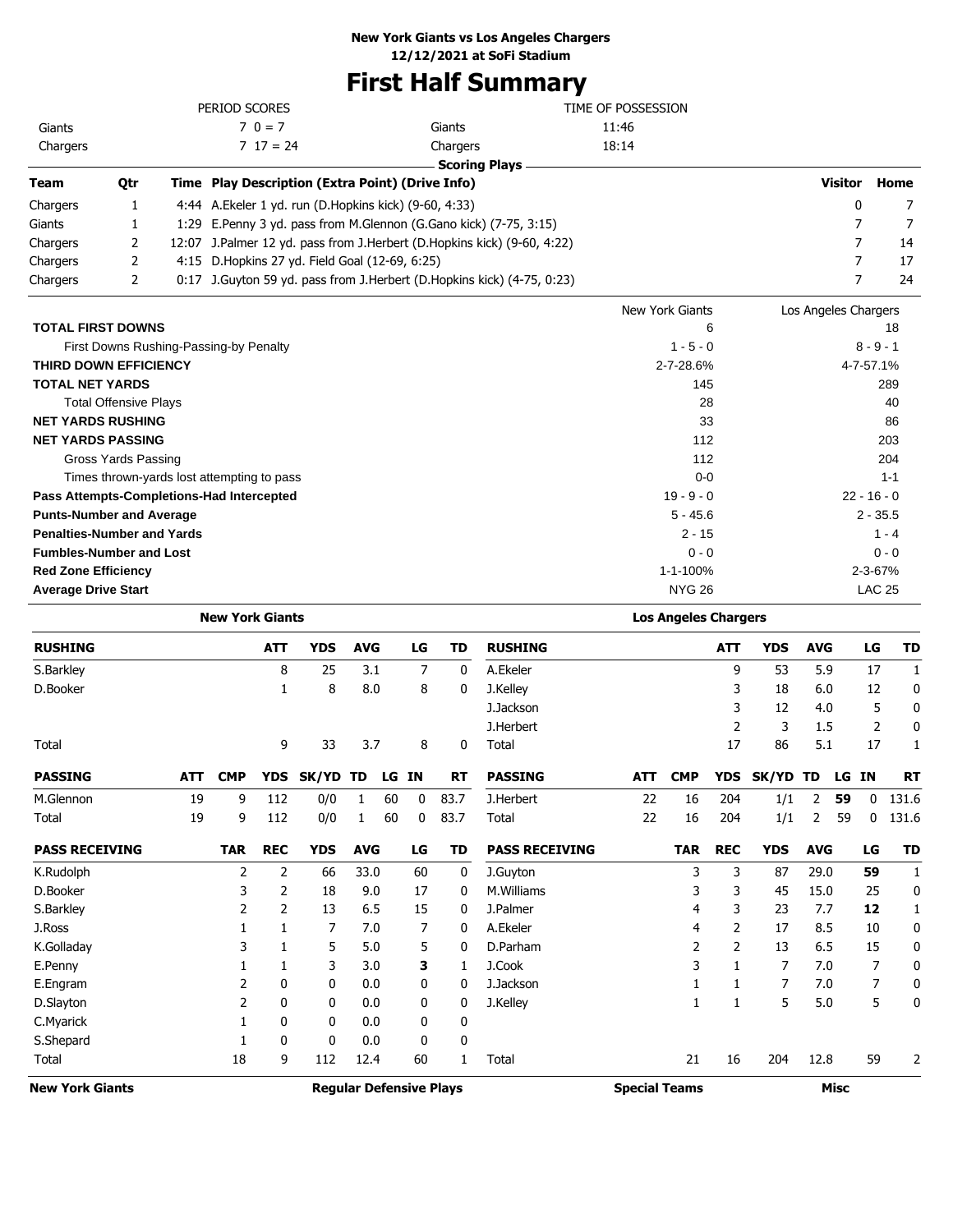**New York Giants vs Los Angeles Chargers**
**12/12/2021 at SoFi Stadium**

# First Half Summary

| PERIOD SCORES | | TIME OF POSSESSION | |
|---|---|---|---|
| Giants | 7 0 = 7 | Giants | 11:46 |
| Chargers | 7 17 = 24 | Chargers | 18:14 |

## Scoring Plays

| Team | Qtr | Time | Play Description (Extra Point) (Drive Info) | Visitor | Home |
|---|---|---|---|---|---|
| Chargers | 1 | 4:44 | A.Ekeler 1 yd. run (D.Hopkins kick) (9-60, 4:33) | 0 | 7 |
| Giants | 1 | 1:29 | E.Penny 3 yd. pass from M.Glennon (G.Gano kick) (7-75, 3:15) | 7 | 7 |
| Chargers | 2 | 12:07 | J.Palmer 12 yd. pass from J.Herbert (D.Hopkins kick) (9-60, 4:22) | 7 | 14 |
| Chargers | 2 | 4:15 | D.Hopkins 27 yd. Field Goal (12-69, 6:25) | 7 | 17 |
| Chargers | 2 | 0:17 | J.Guyton 59 yd. pass from J.Herbert (D.Hopkins kick) (4-75, 0:23) | 7 | 24 |

| | New York Giants | Los Angeles Chargers |
|---|---|---|
| **TOTAL FIRST DOWNS** | 6 | 18 |
| First Downs Rushing-Passing-by Penalty | 1 - 5 - 0 | 8 - 9 - 1 |
| **THIRD DOWN EFFICIENCY** | 2-7-28.6% | 4-7-57.1% |
| **TOTAL NET YARDS** | 145 | 289 |
| Total Offensive Plays | 28 | 40 |
| **NET YARDS RUSHING** | 33 | 86 |
| **NET YARDS PASSING** | 112 | 203 |
| Gross Yards Passing | 112 | 204 |
| Times thrown-yards lost attempting to pass | 0-0 | 1-1 |
| **Pass Attempts-Completions-Had Intercepted** | 19 - 9 - 0 | 22 - 16 - 0 |
| **Punts-Number and Average** | 5 - 45.6 | 2 - 35.5 |
| **Penalties-Number and Yards** | 2 - 15 | 1 - 4 |
| **Fumbles-Number and Lost** | 0 - 0 | 0 - 0 |
| **Red Zone Efficiency** | 1-1-100% | 2-3-67% |
| **Average Drive Start** | NYG 26 | LAC 25 |

## New York Giants

| RUSHING | ATT | YDS | AVG | LG | TD |
|---|---|---|---|---|---|
| S.Barkley | 8 | 25 | 3.1 | 7 | 0 |
| D.Booker | 1 | 8 | 8.0 | 8 | 0 |
| Total | 9 | 33 | 3.7 | 8 | 0 |

| PASSING | ATT | CMP | YDS | SK/YD | TD | LG | IN | RT |
|---|---|---|---|---|---|---|---|---|
| M.Glennon | 19 | 9 | 112 | 0/0 | 1 | 60 | 0 | 83.7 |
| Total | 19 | 9 | 112 | 0/0 | 1 | 60 | 0 | 83.7 |

| PASS RECEIVING | TAR | REC | YDS | AVG | LG | TD |
|---|---|---|---|---|---|---|
| K.Rudolph | 2 | 2 | 66 | 33.0 | 60 | 0 |
| D.Booker | 3 | 2 | 18 | 9.0 | 17 | 0 |
| S.Barkley | 2 | 2 | 13 | 6.5 | 15 | 0 |
| J.Ross | 1 | 1 | 7 | 7.0 | 7 | 0 |
| K.Golladay | 3 | 1 | 5 | 5.0 | 5 | 0 |
| E.Penny | 1 | 1 | 3 | 3.0 | **3** | 1 |
| E.Engram | 2 | 0 | 0 | 0.0 | 0 | 0 |
| D.Slayton | 2 | 0 | 0 | 0.0 | 0 | 0 |
| C.Myarick | 1 | 0 | 0 | 0.0 | 0 | 0 |
| S.Shepard | 1 | 0 | 0 | 0.0 | 0 | 0 |
| Total | 18 | 9 | 112 | 12.4 | 60 | 1 |

## Los Angeles Chargers

| RUSHING | ATT | YDS | AVG | LG | TD |
|---|---|---|---|---|---|
| A.Ekeler | 9 | 53 | 5.9 | 17 | 1 |
| J.Kelley | 3 | 18 | 6.0 | 12 | 0 |
| J.Jackson | 3 | 12 | 4.0 | 5 | 0 |
| J.Herbert | 2 | 3 | 1.5 | 2 | 0 |
| Total | 17 | 86 | 5.1 | 17 | 1 |

| PASSING | ATT | CMP | YDS | SK/YD | TD | LG | IN | RT |
|---|---|---|---|---|---|---|---|---|
| J.Herbert | 22 | 16 | 204 | 1/1 | 2 | **59** | 0 | 131.6 |
| Total | 22 | 16 | 204 | 1/1 | 2 | 59 | 0 | 131.6 |

| PASS RECEIVING | TAR | REC | YDS | AVG | LG | TD |
|---|---|---|---|---|---|---|
| J.Guyton | 3 | 3 | 87 | 29.0 | **59** | 1 |
| M.Williams | 3 | 3 | 45 | 15.0 | 25 | 0 |
| J.Palmer | 4 | 3 | 23 | 7.7 | **12** | 1 |
| A.Ekeler | 4 | 2 | 17 | 8.5 | 10 | 0 |
| D.Parham | 2 | 2 | 13 | 6.5 | 15 | 0 |
| J.Cook | 3 | 1 | 7 | 7.0 | 7 | 0 |
| J.Jackson | 1 | 1 | 7 | 7.0 | 7 | 0 |
| J.Kelley | 1 | 1 | 5 | 5.0 | 5 | 0 |
| Total | 21 | 16 | 204 | 12.8 | 59 | 2 |

| New York Giants | Regular Defensive Plays | Special Teams | Misc |
|---|---|---|---|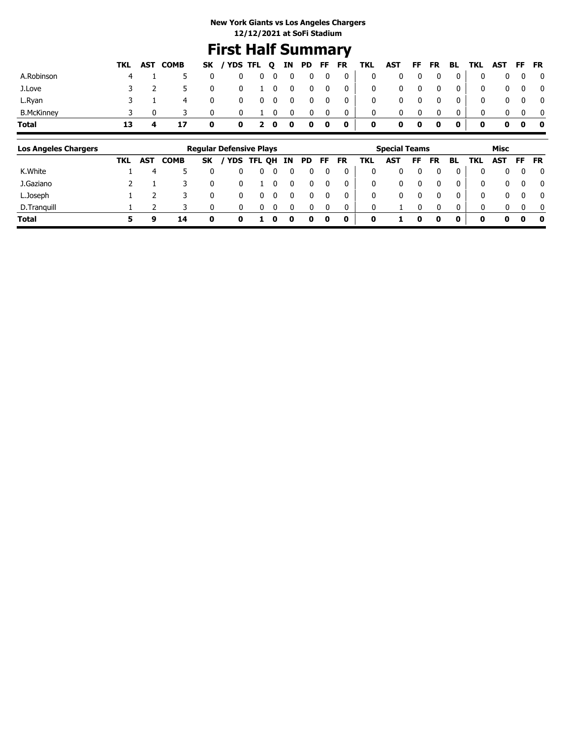**New York Giants vs Los Angeles Chargers**
**12/12/2021 at SoFi Stadium**

# First Half Summary

| | TKL | AST | COMB | SK | / YDS | TFL | Q | IN | PD | FF | FR | TKL | AST | FF | FR | BL | TKL | AST | FF | FR |
|---|---|---|---|---|---|---|---|---|---|---|---|---|---|---|---|---|---|---|---|---|
| A.Robinson | 4 | 1 | 5 | 0 | 0 | 0 | 0 | 0 | 0 | 0 | 0 | 0 | 0 | 0 | 0 | 0 | 0 | 0 | 0 | 0 |
| J.Love | 3 | 2 | 5 | 0 | 0 | 1 | 0 | 0 | 0 | 0 | 0 | 0 | 0 | 0 | 0 | 0 | 0 | 0 | 0 | 0 |
| L.Ryan | 3 | 1 | 4 | 0 | 0 | 0 | 0 | 0 | 0 | 0 | 0 | 0 | 0 | 0 | 0 | 0 | 0 | 0 | 0 | 0 |
| B.McKinney | 3 | 0 | 3 | 0 | 0 | 1 | 0 | 0 | 0 | 0 | 0 | 0 | 0 | 0 | 0 | 0 | 0 | 0 | 0 | 0 |
| **Total** | **13** | **4** | **17** | **0** | **0** | **2** | **0** | **0** | **0** | **0** | **0** | **0** | **0** | **0** | **0** | **0** | **0** | **0** | **0** | **0** |

| Los Angeles Chargers | Regular Defensive Plays | | | | | | | | | | | Special Teams | | | | | Misc | | | |
|---|---|---|---|---|---|---|---|---|---|---|---|---|---|---|---|---|---|---|---|---|
| | TKL | AST | COMB | SK | / YDS | TFL | QH | IN | PD | FF | FR | TKL | AST | FF | FR | BL | TKL | AST | FF | FR |
| K.White | 1 | 4 | 5 | 0 | 0 | 0 | 0 | 0 | 0 | 0 | 0 | 0 | 0 | 0 | 0 | 0 | 0 | 0 | 0 | 0 |
| J.Gaziano | 2 | 1 | 3 | 0 | 0 | 1 | 0 | 0 | 0 | 0 | 0 | 0 | 0 | 0 | 0 | 0 | 0 | 0 | 0 | 0 |
| L.Joseph | 1 | 2 | 3 | 0 | 0 | 0 | 0 | 0 | 0 | 0 | 0 | 0 | 0 | 0 | 0 | 0 | 0 | 0 | 0 | 0 |
| D.Tranquill | 1 | 2 | 3 | 0 | 0 | 0 | 0 | 0 | 0 | 0 | 0 | 0 | 1 | 0 | 0 | 0 | 0 | 0 | 0 | 0 |
| **Total** | **5** | **9** | **14** | **0** | **0** | **1** | **0** | **0** | **0** | **0** | **0** | **0** | **1** | **0** | **0** | **0** | **0** | **0** | **0** | **0** |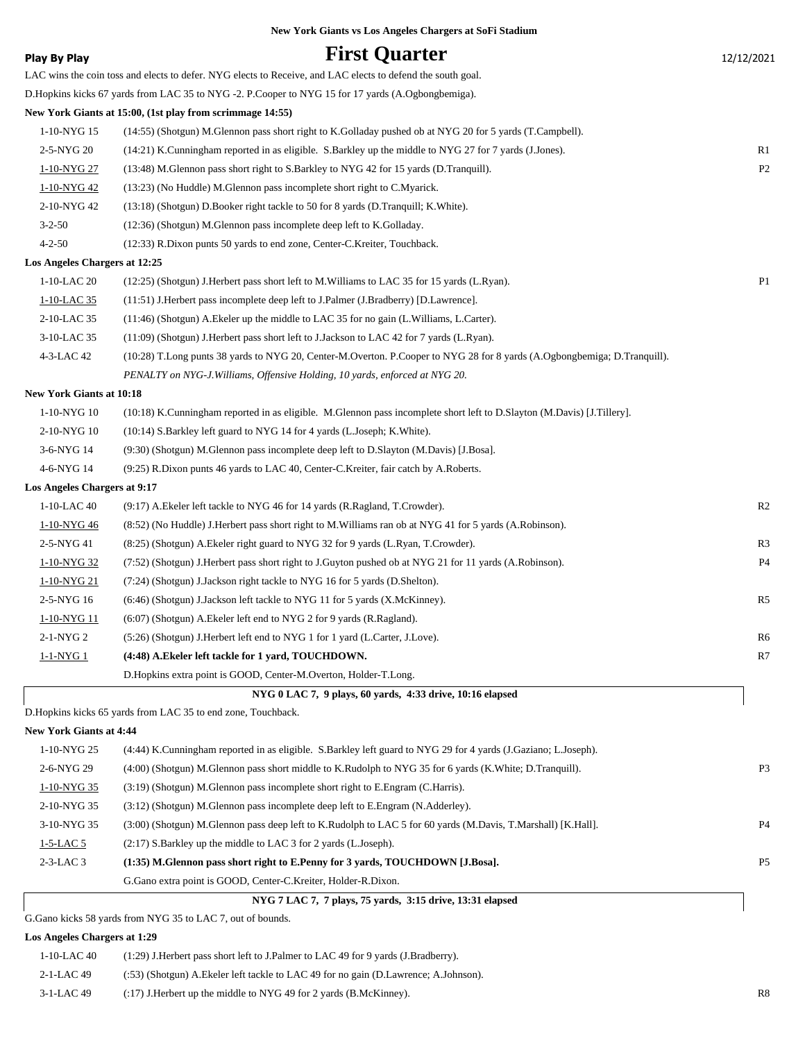New York Giants vs Los Angeles Chargers at SoFi Stadium

**Play By Play**

# First Quarter

12/12/2021

LAC wins the coin toss and elects to defer. NYG elects to Receive, and LAC elects to defend the south goal.

D.Hopkins kicks 67 yards from LAC 35 to NYG -2. P.Cooper to NYG 15 for 17 yards (A.Ogbongbemiga).

**New York Giants at 15:00, (1st play from scrimmage 14:55)**

| | | |
|---|---|---|
| 1-10-NYG 15 | (14:55) (Shotgun) M.Glennon pass short right to K.Golladay pushed ob at NYG 20 for 5 yards (T.Campbell). | |
| 2-5-NYG 20 | (14:21) K.Cunningham reported in as eligible. S.Barkley up the middle to NYG 27 for 7 yards (J.Jones). | R1 |
| 1-10-NYG 27 | (13:48) M.Glennon pass short right to S.Barkley to NYG 42 for 15 yards (D.Tranquill). | P2 |
| 1-10-NYG 42 | (13:23) (No Huddle) M.Glennon pass incomplete short right to C.Myarick. | |
| 2-10-NYG 42 | (13:18) (Shotgun) D.Booker right tackle to 50 for 8 yards (D.Tranquill; K.White). | |
| 3-2-50 | (12:36) (Shotgun) M.Glennon pass incomplete deep left to K.Golladay. | |
| 4-2-50 | (12:33) R.Dixon punts 50 yards to end zone, Center-C.Kreiter, Touchback. | |

**Los Angeles Chargers at 12:25**

| | | |
|---|---|---|
| 1-10-LAC 20 | (12:25) (Shotgun) J.Herbert pass short left to M.Williams to LAC 35 for 15 yards (L.Ryan). | P1 |
| 1-10-LAC 35 | (11:51) J.Herbert pass incomplete deep left to J.Palmer (J.Bradberry) [D.Lawrence]. | |
| 2-10-LAC 35 | (11:46) (Shotgun) A.Ekeler up the middle to LAC 35 for no gain (L.Williams, L.Carter). | |
| 3-10-LAC 35 | (11:09) (Shotgun) J.Herbert pass short left to J.Jackson to LAC 42 for 7 yards (L.Ryan). | |
| 4-3-LAC 42 | (10:28) T.Long punts 38 yards to NYG 20, Center-M.Overton. P.Cooper to NYG 28 for 8 yards (A.Ogbongbemiga; D.Tranquill). | |
| | *PENALTY on NYG-J.Williams, Offensive Holding, 10 yards, enforced at NYG 20.* | |

**New York Giants at 10:18**

| | | |
|---|---|---|
| 1-10-NYG 10 | (10:18) K.Cunningham reported in as eligible. M.Glennon pass incomplete short left to D.Slayton (M.Davis) [J.Tillery]. | |
| 2-10-NYG 10 | (10:14) S.Barkley left guard to NYG 14 for 4 yards (L.Joseph; K.White). | |
| 3-6-NYG 14 | (9:30) (Shotgun) M.Glennon pass incomplete deep left to D.Slayton (M.Davis) [J.Bosa]. | |
| 4-6-NYG 14 | (9:25) R.Dixon punts 46 yards to LAC 40, Center-C.Kreiter, fair catch by A.Roberts. | |

**Los Angeles Chargers at 9:17**

| | | |
|---|---|---|
| 1-10-LAC 40 | (9:17) A.Ekeler left tackle to NYG 46 for 14 yards (R.Ragland, T.Crowder). | R2 |
| 1-10-NYG 46 | (8:52) (No Huddle) J.Herbert pass short right to M.Williams ran ob at NYG 41 for 5 yards (A.Robinson). | |
| 2-5-NYG 41 | (8:25) (Shotgun) A.Ekeler right guard to NYG 32 for 9 yards (L.Ryan, T.Crowder). | R3 |
| 1-10-NYG 32 | (7:52) (Shotgun) J.Herbert pass short right to J.Guyton pushed ob at NYG 21 for 11 yards (A.Robinson). | P4 |
| 1-10-NYG 21 | (7:24) (Shotgun) J.Jackson right tackle to NYG 16 for 5 yards (D.Shelton). | |
| 2-5-NYG 16 | (6:46) (Shotgun) J.Jackson left tackle to NYG 11 for 5 yards (X.McKinney). | R5 |
| 1-10-NYG 11 | (6:07) (Shotgun) A.Ekeler left end to NYG 2 for 9 yards (R.Ragland). | |
| 2-1-NYG 2 | (5:26) (Shotgun) J.Herbert left end to NYG 1 for 1 yard (L.Carter, J.Love). | R6 |
| 1-1-NYG 1 | **(4:48) A.Ekeler left tackle for 1 yard, TOUCHDOWN.** | R7 |
| | D.Hopkins extra point is GOOD, Center-M.Overton, Holder-T.Long. | |

**NYG 0 LAC 7, 9 plays, 60 yards, 4:33 drive, 10:16 elapsed**

D.Hopkins kicks 65 yards from LAC 35 to end zone, Touchback.

**New York Giants at 4:44**

| | | |
|---|---|---|
| 1-10-NYG 25 | (4:44) K.Cunningham reported in as eligible. S.Barkley left guard to NYG 29 for 4 yards (J.Gaziano; L.Joseph). | |
| 2-6-NYG 29 | (4:00) (Shotgun) M.Glennon pass short middle to K.Rudolph to NYG 35 for 6 yards (K.White; D.Tranquill). | P3 |
| 1-10-NYG 35 | (3:19) (Shotgun) M.Glennon pass incomplete short right to E.Engram (C.Harris). | |
| 2-10-NYG 35 | (3:12) (Shotgun) M.Glennon pass incomplete deep left to E.Engram (N.Adderley). | |
| 3-10-NYG 35 | (3:00) (Shotgun) M.Glennon pass deep left to K.Rudolph to LAC 5 for 60 yards (M.Davis, T.Marshall) [K.Hall]. | P4 |
| 1-5-LAC 5 | (2:17) S.Barkley up the middle to LAC 3 for 2 yards (L.Joseph). | |
| 2-3-LAC 3 | **(1:35) M.Glennon pass short right to E.Penny for 3 yards, TOUCHDOWN [J.Bosa].** | P5 |
| | G.Gano extra point is GOOD, Center-C.Kreiter, Holder-R.Dixon. | |

**NYG 7 LAC 7, 7 plays, 75 yards, 3:15 drive, 13:31 elapsed**

G.Gano kicks 58 yards from NYG 35 to LAC 7, out of bounds.

**Los Angeles Chargers at 1:29**

| | | |
|---|---|---|
| 1-10-LAC 40 | (1:29) J.Herbert pass short left to J.Palmer to LAC 49 for 9 yards (J.Bradberry). | |
| 2-1-LAC 49 | (:53) (Shotgun) A.Ekeler left tackle to LAC 49 for no gain (D.Lawrence; A.Johnson). | |
| 3-1-LAC 49 | (:17) J.Herbert up the middle to NYG 49 for 2 yards (B.McKinney). | R8 |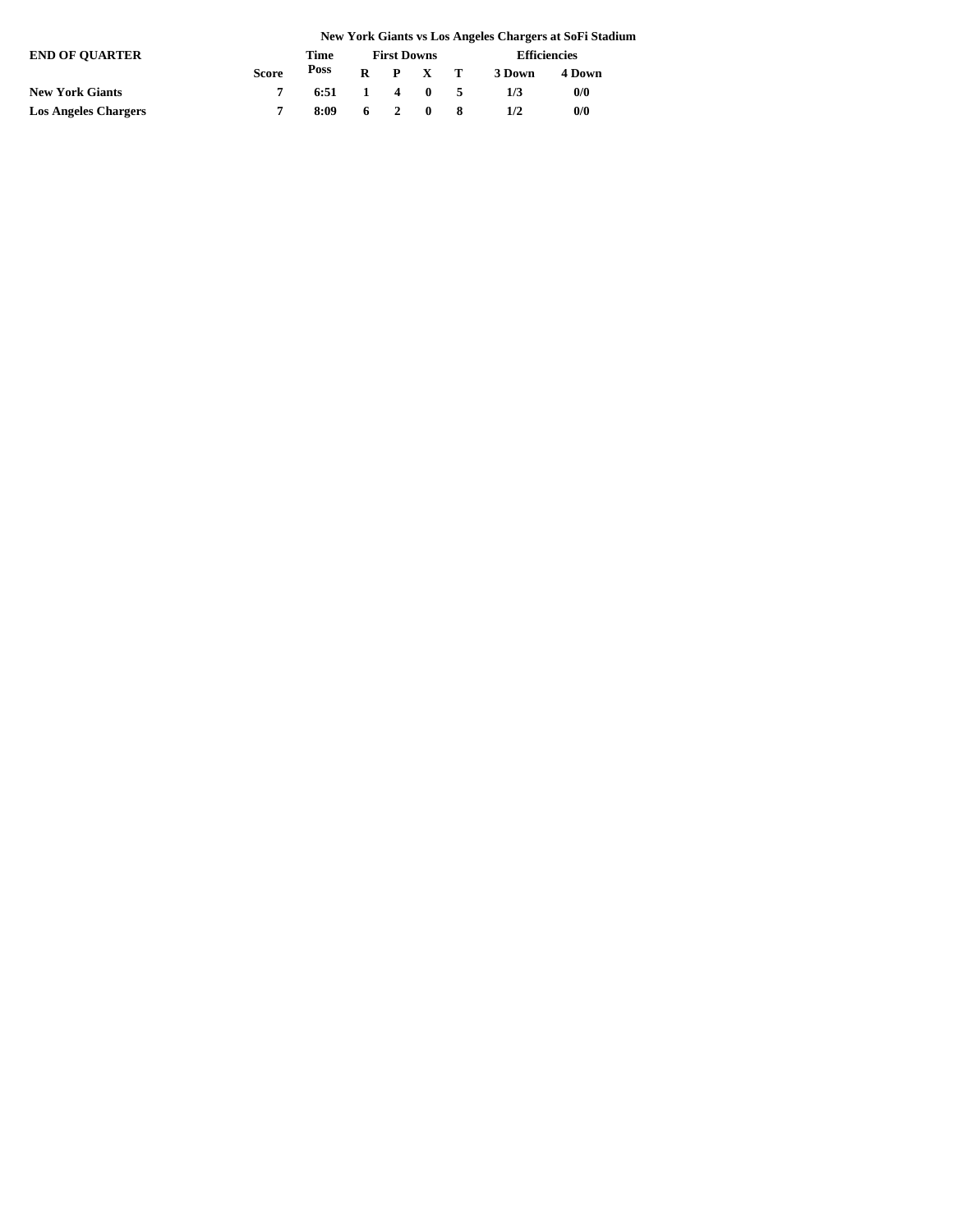**New York Giants vs Los Angeles Chargers at SoFi Stadium**

| END OF QUARTER | | Time | First Downs | | | | Efficiencies | |
|---|---|---|---|---|---|---|---|---|
| | Score | Poss | R | P | X | T | 3 Down | 4 Down |
| **New York Giants** | 7 | 6:51 | 1 | 4 | 0 | 5 | 1/3 | 0/0 |
| **Los Angeles Chargers** | 7 | 8:09 | 6 | 2 | 0 | 8 | 1/2 | 0/0 |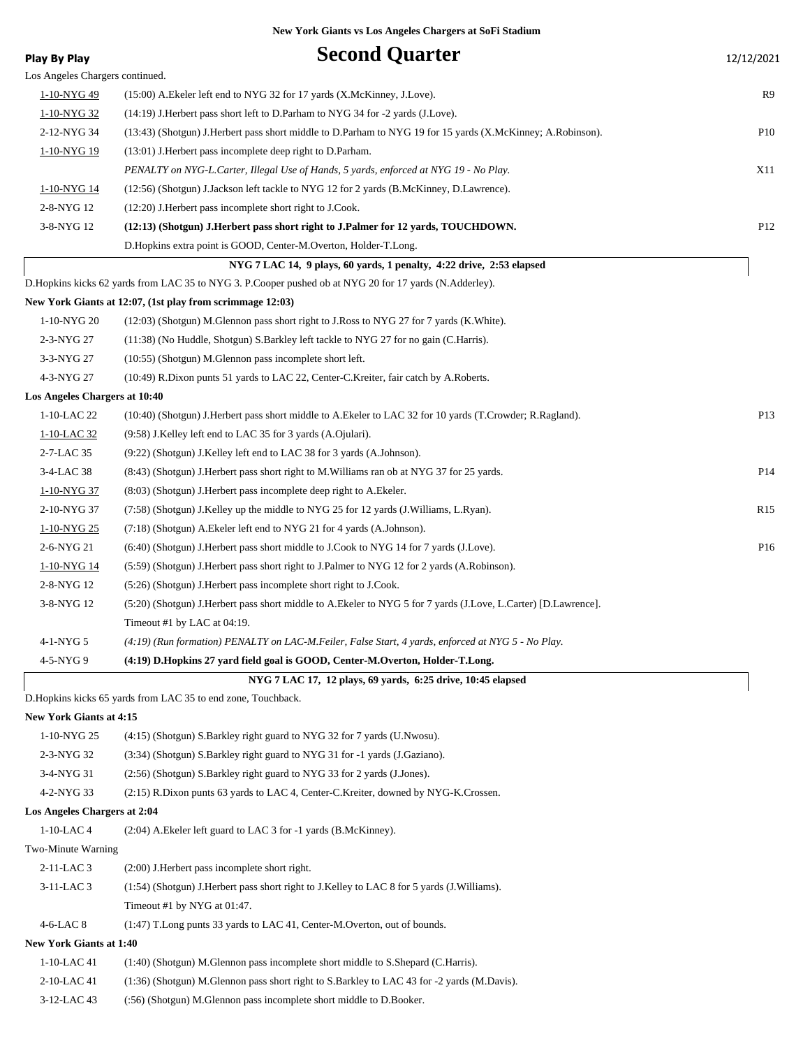**New York Giants vs Los Angeles Chargers at SoFi Stadium**

**Play By Play**

# Second Quarter

12/12/2021

Los Angeles Chargers continued.

| Down | Play | |
|---|---|---|
| 1-10-NYG 49 | (15:00) A.Ekeler left end to NYG 32 for 17 yards (X.McKinney, J.Love). | R9 |
| 1-10-NYG 32 | (14:19) J.Herbert pass short left to D.Parham to NYG 34 for -2 yards (J.Love). | |
| 2-12-NYG 34 | (13:43) (Shotgun) J.Herbert pass short middle to D.Parham to NYG 19 for 15 yards (X.McKinney; A.Robinson). | P10 |
| 1-10-NYG 19 | (13:01) J.Herbert pass incomplete deep right to D.Parham. | |
| | *PENALTY on NYG-L.Carter, Illegal Use of Hands, 5 yards, enforced at NYG 19 - No Play.* | X11 |
| 1-10-NYG 14 | (12:56) (Shotgun) J.Jackson left tackle to NYG 12 for 2 yards (B.McKinney, D.Lawrence). | |
| 2-8-NYG 12 | (12:20) J.Herbert pass incomplete short right to J.Cook. | |
| 3-8-NYG 12 | **(12:13) (Shotgun) J.Herbert pass short right to J.Palmer for 12 yards, TOUCHDOWN.** | P12 |
| | D.Hopkins extra point is GOOD, Center-M.Overton, Holder-T.Long. | |

**NYG 7 LAC 14, 9 plays, 60 yards, 1 penalty, 4:22 drive, 2:53 elapsed**

D.Hopkins kicks 62 yards from LAC 35 to NYG 3. P.Cooper pushed ob at NYG 20 for 17 yards (N.Adderley).

**New York Giants at 12:07, (1st play from scrimmage 12:03)**

| Down | Play | |
|---|---|---|
| 1-10-NYG 20 | (12:03) (Shotgun) M.Glennon pass short right to J.Ross to NYG 27 for 7 yards (K.White). | |
| 2-3-NYG 27 | (11:38) (No Huddle, Shotgun) S.Barkley left tackle to NYG 27 for no gain (C.Harris). | |
| 3-3-NYG 27 | (10:55) (Shotgun) M.Glennon pass incomplete short left. | |
| 4-3-NYG 27 | (10:49) R.Dixon punts 51 yards to LAC 22, Center-C.Kreiter, fair catch by A.Roberts. | |

**Los Angeles Chargers at 10:40**

| Down | Play | |
|---|---|---|
| 1-10-LAC 22 | (10:40) (Shotgun) J.Herbert pass short middle to A.Ekeler to LAC 32 for 10 yards (T.Crowder; R.Ragland). | P13 |
| 1-10-LAC 32 | (9:58) J.Kelley left end to LAC 35 for 3 yards (A.Ojulari). | |
| 2-7-LAC 35 | (9:22) (Shotgun) J.Kelley left end to LAC 38 for 3 yards (A.Johnson). | |
| 3-4-LAC 38 | (8:43) (Shotgun) J.Herbert pass short right to M.Williams ran ob at NYG 37 for 25 yards. | P14 |
| 1-10-NYG 37 | (8:03) (Shotgun) J.Herbert pass incomplete deep right to A.Ekeler. | |
| 2-10-NYG 37 | (7:58) (Shotgun) J.Kelley up the middle to NYG 25 for 12 yards (J.Williams, L.Ryan). | R15 |
| 1-10-NYG 25 | (7:18) (Shotgun) A.Ekeler left end to NYG 21 for 4 yards (A.Johnson). | |
| 2-6-NYG 21 | (6:40) (Shotgun) J.Herbert pass short middle to J.Cook to NYG 14 for 7 yards (J.Love). | P16 |
| 1-10-NYG 14 | (5:59) (Shotgun) J.Herbert pass short right to J.Palmer to NYG 12 for 2 yards (A.Robinson). | |
| 2-8-NYG 12 | (5:26) (Shotgun) J.Herbert pass incomplete short right to J.Cook. | |
| 3-8-NYG 12 | (5:20) (Shotgun) J.Herbert pass short middle to A.Ekeler to NYG 5 for 7 yards (J.Love, L.Carter) [D.Lawrence]. | |
| | Timeout #1 by LAC at 04:19. | |
| 4-1-NYG 5 | *(4:19) (Run formation) PENALTY on LAC-M.Feiler, False Start, 4 yards, enforced at NYG 5 - No Play.* | |
| 4-5-NYG 9 | **(4:19) D.Hopkins 27 yard field goal is GOOD, Center-M.Overton, Holder-T.Long.** | |

**NYG 7 LAC 17, 12 plays, 69 yards, 6:25 drive, 10:45 elapsed**

D.Hopkins kicks 65 yards from LAC 35 to end zone, Touchback.

**New York Giants at 4:15**

| Down | Play |
|---|---|
| 1-10-NYG 25 | (4:15) (Shotgun) S.Barkley right guard to NYG 32 for 7 yards (U.Nwosu). |
| 2-3-NYG 32 | (3:34) (Shotgun) S.Barkley right guard to NYG 31 for -1 yards (J.Gaziano). |
| 3-4-NYG 31 | (2:56) (Shotgun) S.Barkley right guard to NYG 33 for 2 yards (J.Jones). |
| 4-2-NYG 33 | (2:15) R.Dixon punts 63 yards to LAC 4, Center-C.Kreiter, downed by NYG-K.Crossen. |

**Los Angeles Chargers at 2:04**

| Down | Play |
|---|---|
| 1-10-LAC 4 | (2:04) A.Ekeler left guard to LAC 3 for -1 yards (B.McKinney). |
| Two-Minute Warning | |
| 2-11-LAC 3 | (2:00) J.Herbert pass incomplete short right. |
| 3-11-LAC 3 | (1:54) (Shotgun) J.Herbert pass short right to J.Kelley to LAC 8 for 5 yards (J.Williams). |
| | Timeout #1 by NYG at 01:47. |
| 4-6-LAC 8 | (1:47) T.Long punts 33 yards to LAC 41, Center-M.Overton, out of bounds. |

**New York Giants at 1:40**

| Down | Play |
|---|---|
| 1-10-LAC 41 | (1:40) (Shotgun) M.Glennon pass incomplete short middle to S.Shepard (C.Harris). |
| 2-10-LAC 41 | (1:36) (Shotgun) M.Glennon pass short right to S.Barkley to LAC 43 for -2 yards (M.Davis). |
| 3-12-LAC 43 | (:56) (Shotgun) M.Glennon pass incomplete short middle to D.Booker. |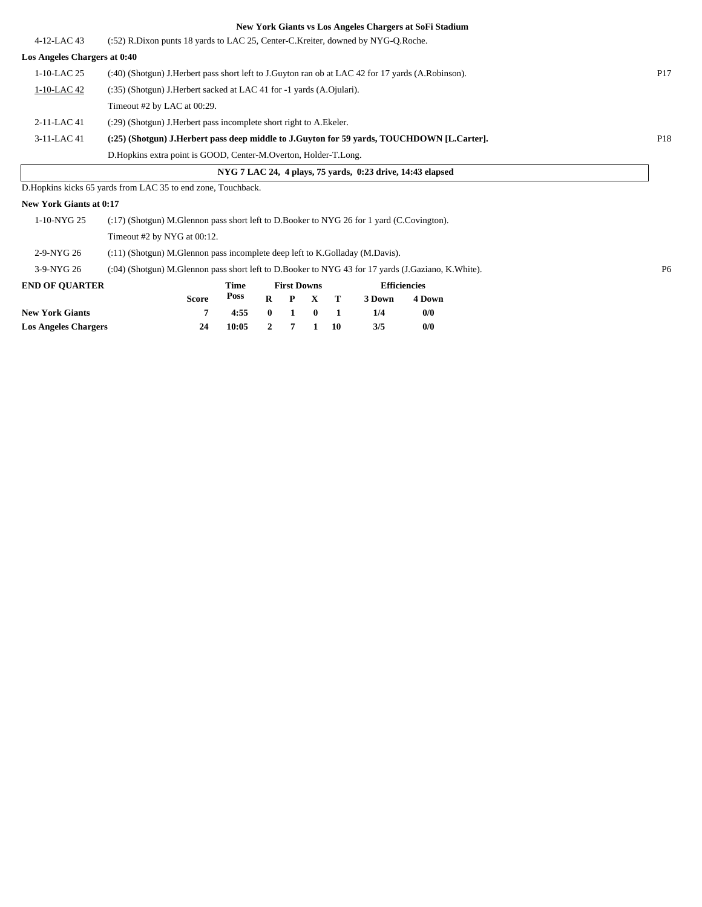**New York Giants vs Los Angeles Chargers at SoFi Stadium**

| | | |
|---|---|---|
| 4-12-LAC 43 | (:52) R.Dixon punts 18 yards to LAC 25, Center-C.Kreiter, downed by NYG-Q.Roche. | |

**Los Angeles Chargers at 0:40**

| | | |
|---|---|---|
| 1-10-LAC 25 | (:40) (Shotgun) J.Herbert pass short left to J.Guyton ran ob at LAC 42 for 17 yards (A.Robinson). | P17 |
| 1-10-LAC 42 | (:35) (Shotgun) J.Herbert sacked at LAC 41 for -1 yards (A.Ojulari). | |
| | Timeout #2 by LAC at 00:29. | |
| 2-11-LAC 41 | (:29) (Shotgun) J.Herbert pass incomplete short right to A.Ekeler. | |
| 3-11-LAC 41 | **(:25) (Shotgun) J.Herbert pass deep middle to J.Guyton for 59 yards, TOUCHDOWN [L.Carter].** | P18 |
| | D.Hopkins extra point is GOOD, Center-M.Overton, Holder-T.Long. | |

**NYG 7 LAC 24, 4 plays, 75 yards, 0:23 drive, 14:43 elapsed**

D.Hopkins kicks 65 yards from LAC 35 to end zone, Touchback.

**New York Giants at 0:17**

| | | |
|---|---|---|
| 1-10-NYG 25 | (:17) (Shotgun) M.Glennon pass short left to D.Booker to NYG 26 for 1 yard (C.Covington). | |
| | Timeout #2 by NYG at 00:12. | |
| 2-9-NYG 26 | (:11) (Shotgun) M.Glennon pass incomplete deep left to K.Golladay (M.Davis). | |
| 3-9-NYG 26 | (:04) (Shotgun) M.Glennon pass short left to D.Booker to NYG 43 for 17 yards (J.Gaziano, K.White). | P6 |

| END OF QUARTER | Score | Time Poss | First Downs R | P | X | T | Efficiencies 3 Down | 4 Down |
|---|---|---|---|---|---|---|---|---|
| New York Giants | 7 | 4:55 | 0 | 1 | 0 | 1 | 1/4 | 0/0 |
| Los Angeles Chargers | 24 | 10:05 | 2 | 7 | 1 | 10 | 3/5 | 0/0 |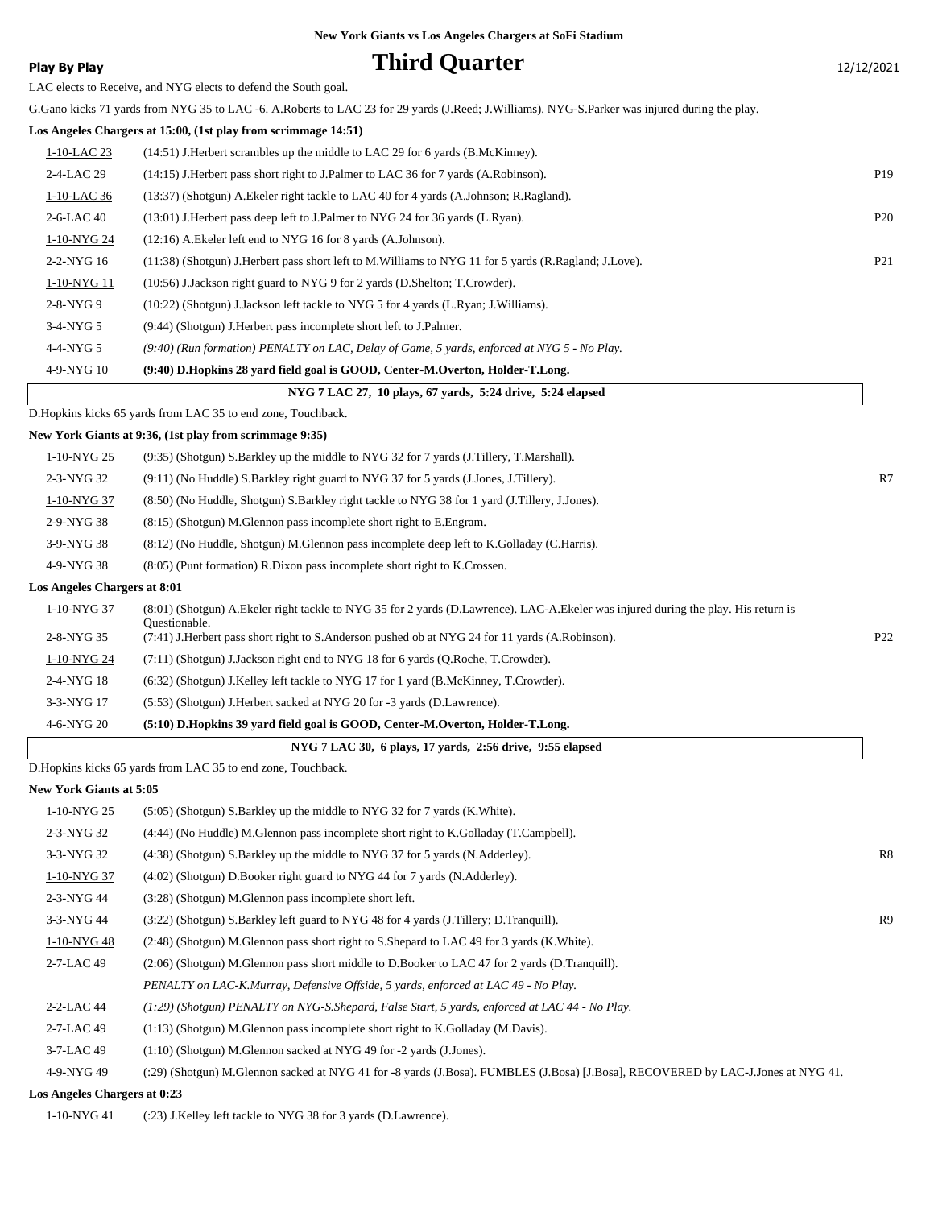**New York Giants vs Los Angeles Chargers at SoFi Stadium**

**Play By Play**

# Third Quarter

12/12/2021

LAC elects to Receive, and NYG elects to defend the South goal.

G.Gano kicks 71 yards from NYG 35 to LAC -6. A.Roberts to LAC 23 for 29 yards (J.Reed; J.Williams). NYG-S.Parker was injured during the play.

**Los Angeles Chargers at 15:00, (1st play from scrimmage 14:51)**

| Down | Play | |
|---|---|---|
| 1-10-LAC 23 | (14:51) J.Herbert scrambles up the middle to LAC 29 for 6 yards (B.McKinney). | |
| 2-4-LAC 29 | (14:15) J.Herbert pass short right to J.Palmer to LAC 36 for 7 yards (A.Robinson). | P19 |
| 1-10-LAC 36 | (13:37) (Shotgun) A.Ekeler right tackle to LAC 40 for 4 yards (A.Johnson; R.Ragland). | |
| 2-6-LAC 40 | (13:01) J.Herbert pass deep left to J.Palmer to NYG 24 for 36 yards (L.Ryan). | P20 |
| 1-10-NYG 24 | (12:16) A.Ekeler left end to NYG 16 for 8 yards (A.Johnson). | |
| 2-2-NYG 16 | (11:38) (Shotgun) J.Herbert pass short left to M.Williams to NYG 11 for 5 yards (R.Ragland; J.Love). | P21 |
| 1-10-NYG 11 | (10:56) J.Jackson right guard to NYG 9 for 2 yards (D.Shelton; T.Crowder). | |
| 2-8-NYG 9 | (10:22) (Shotgun) J.Jackson left tackle to NYG 5 for 4 yards (L.Ryan; J.Williams). | |
| 3-4-NYG 5 | (9:44) (Shotgun) J.Herbert pass incomplete short left to J.Palmer. | |
| 4-4-NYG 5 | *(9:40) (Run formation) PENALTY on LAC, Delay of Game, 5 yards, enforced at NYG 5 - No Play.* | |
| 4-9-NYG 10 | **(9:40) D.Hopkins 28 yard field goal is GOOD, Center-M.Overton, Holder-T.Long.** | |

**NYG 7 LAC 27, 10 plays, 67 yards, 5:24 drive, 5:24 elapsed**

D.Hopkins kicks 65 yards from LAC 35 to end zone, Touchback.

**New York Giants at 9:36, (1st play from scrimmage 9:35)**

| Down | Play | |
|---|---|---|
| 1-10-NYG 25 | (9:35) (Shotgun) S.Barkley up the middle to NYG 32 for 7 yards (J.Tillery, T.Marshall). | |
| 2-3-NYG 32 | (9:11) (No Huddle) S.Barkley right guard to NYG 37 for 5 yards (J.Jones, J.Tillery). | R7 |
| 1-10-NYG 37 | (8:50) (No Huddle, Shotgun) S.Barkley right tackle to NYG 38 for 1 yard (J.Tillery, J.Jones). | |
| 2-9-NYG 38 | (8:15) (Shotgun) M.Glennon pass incomplete short right to E.Engram. | |
| 3-9-NYG 38 | (8:12) (No Huddle, Shotgun) M.Glennon pass incomplete deep left to K.Golladay (C.Harris). | |
| 4-9-NYG 38 | (8:05) (Punt formation) R.Dixon pass incomplete short right to K.Crossen. | |

**Los Angeles Chargers at 8:01**

| Down | Play | |
|---|---|---|
| 1-10-NYG 37 | (8:01) (Shotgun) A.Ekeler right tackle to NYG 35 for 2 yards (D.Lawrence). LAC-A.Ekeler was injured during the play. His return is Questionable. | |
| 2-8-NYG 35 | (7:41) J.Herbert pass short right to S.Anderson pushed ob at NYG 24 for 11 yards (A.Robinson). | P22 |
| 1-10-NYG 24 | (7:11) (Shotgun) J.Jackson right end to NYG 18 for 6 yards (Q.Roche, T.Crowder). | |
| 2-4-NYG 18 | (6:32) (Shotgun) J.Kelley left tackle to NYG 17 for 1 yard (B.McKinney, T.Crowder). | |
| 3-3-NYG 17 | (5:53) (Shotgun) J.Herbert sacked at NYG 20 for -3 yards (D.Lawrence). | |
| 4-6-NYG 20 | **(5:10) D.Hopkins 39 yard field goal is GOOD, Center-M.Overton, Holder-T.Long.** | |

**NYG 7 LAC 30, 6 plays, 17 yards, 2:56 drive, 9:55 elapsed**

D.Hopkins kicks 65 yards from LAC 35 to end zone, Touchback.

**New York Giants at 5:05**

| Down | Play | |
|---|---|---|
| 1-10-NYG 25 | (5:05) (Shotgun) S.Barkley up the middle to NYG 32 for 7 yards (K.White). | |
| 2-3-NYG 32 | (4:44) (No Huddle) M.Glennon pass incomplete short right to K.Golladay (T.Campbell). | |
| 3-3-NYG 32 | (4:38) (Shotgun) S.Barkley up the middle to NYG 37 for 5 yards (N.Adderley). | R8 |
| 1-10-NYG 37 | (4:02) (Shotgun) D.Booker right guard to NYG 44 for 7 yards (N.Adderley). | |
| 2-3-NYG 44 | (3:28) (Shotgun) M.Glennon pass incomplete short left. | |
| 3-3-NYG 44 | (3:22) (Shotgun) S.Barkley left guard to NYG 48 for 4 yards (J.Tillery; D.Tranquill). | R9 |
| 1-10-NYG 48 | (2:48) (Shotgun) M.Glennon pass short right to S.Shepard to LAC 49 for 3 yards (K.White). | |
| 2-7-LAC 49 | (2:06) (Shotgun) M.Glennon pass short middle to D.Booker to LAC 47 for 2 yards (D.Tranquill). | |
| | *PENALTY on LAC-K.Murray, Defensive Offside, 5 yards, enforced at LAC 49 - No Play.* | |
| 2-2-LAC 44 | *(1:29) (Shotgun) PENALTY on NYG-S.Shepard, False Start, 5 yards, enforced at LAC 44 - No Play.* | |
| 2-7-LAC 49 | (1:13) (Shotgun) M.Glennon pass incomplete short right to K.Golladay (M.Davis). | |
| 3-7-LAC 49 | (1:10) (Shotgun) M.Glennon sacked at NYG 49 for -2 yards (J.Jones). | |
| 4-9-NYG 49 | (:29) (Shotgun) M.Glennon sacked at NYG 41 for -8 yards (J.Bosa). FUMBLES (J.Bosa) [J.Bosa], RECOVERED by LAC-J.Jones at NYG 41. | |

**Los Angeles Chargers at 0:23**

| Down | Play | |
|---|---|---|
| 1-10-NYG 41 | (:23) J.Kelley left tackle to NYG 38 for 3 yards (D.Lawrence). | |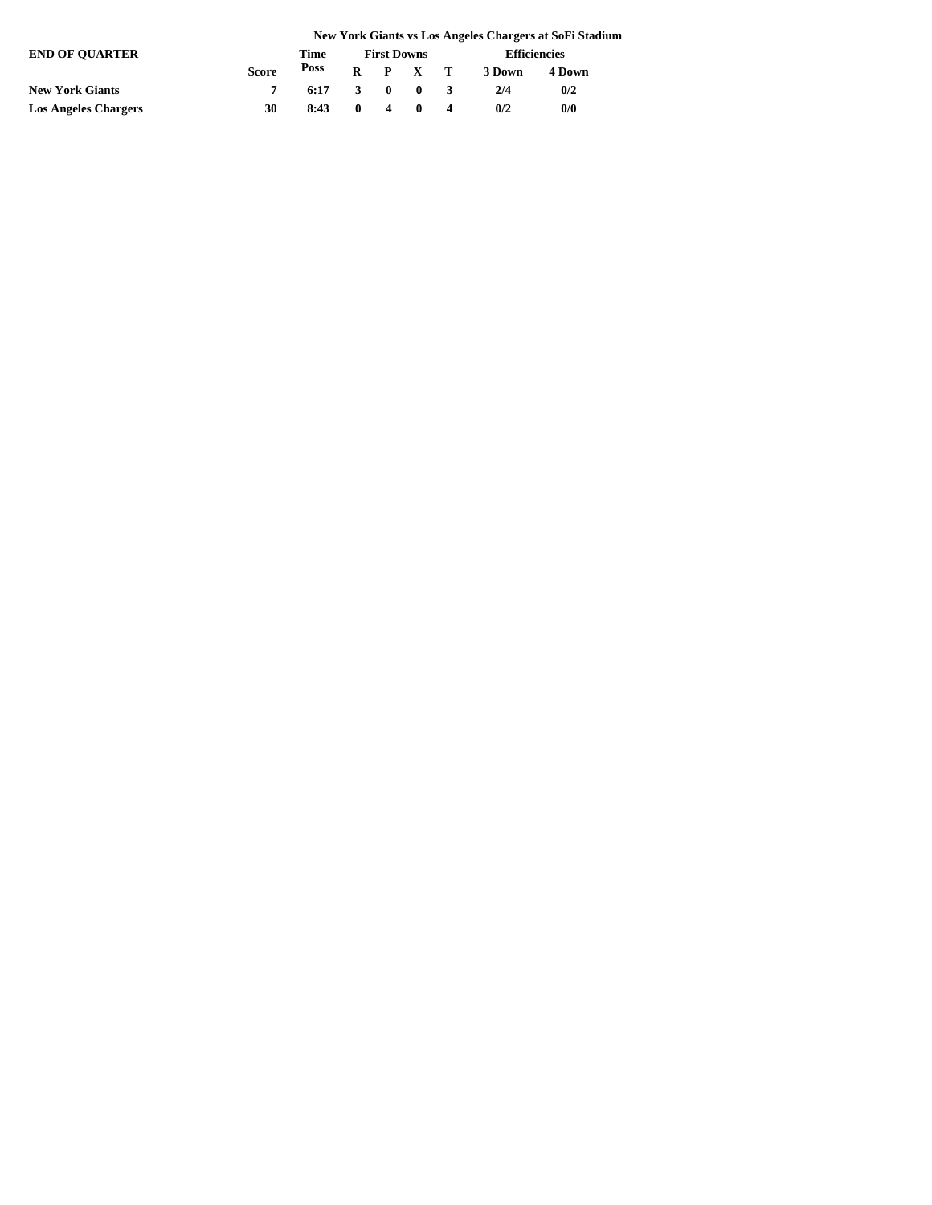**New York Giants vs Los Angeles Chargers at SoFi Stadium**

| END OF QUARTER | Score | Time Poss | First Downs | | | | Efficiencies | |
|---|---|---|---|---|---|---|---|---|
| | | | R | P | X | T | 3 Down | 4 Down |
| New York Giants | 7 | 6:17 | 3 | 0 | 0 | 3 | 2/4 | 0/2 |
| Los Angeles Chargers | 30 | 8:43 | 0 | 4 | 0 | 4 | 0/2 | 0/0 |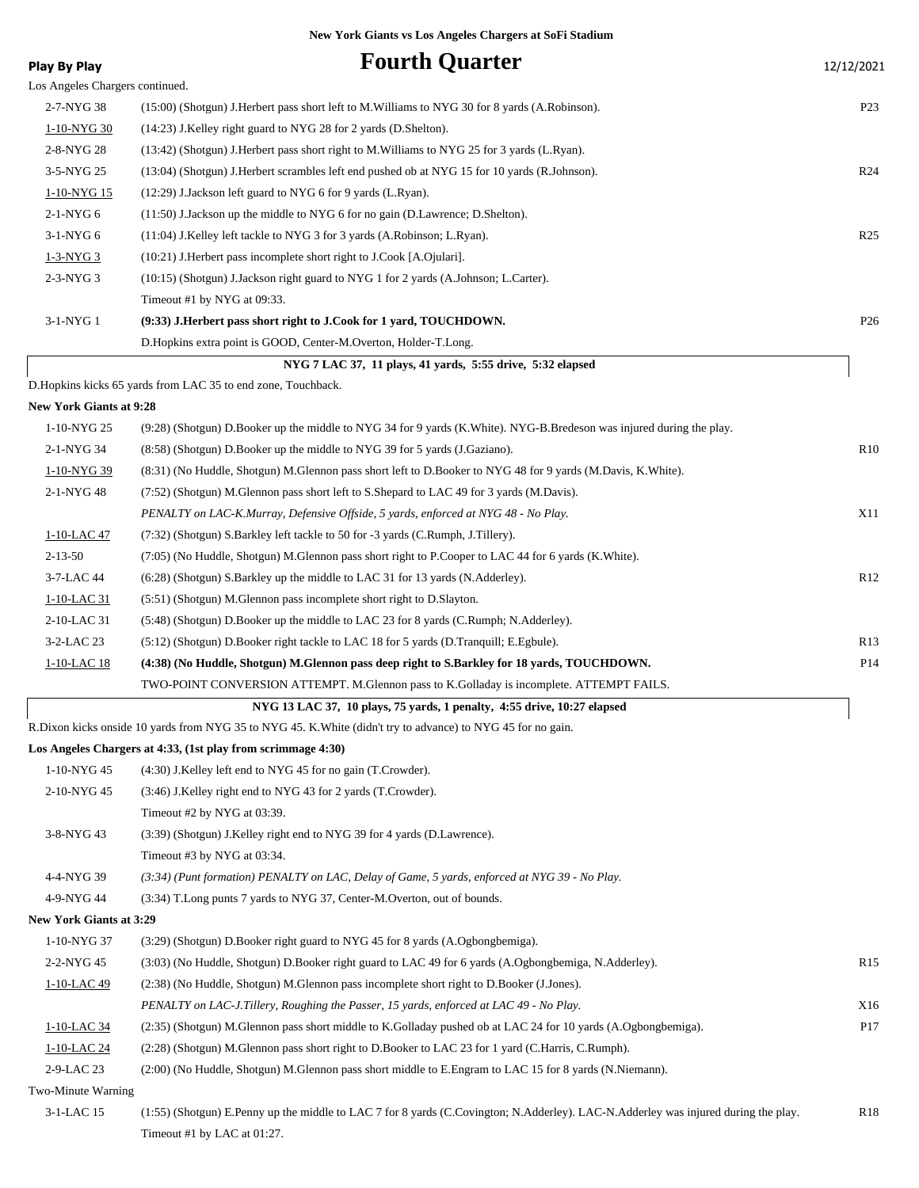**New York Giants vs Los Angeles Chargers at SoFi Stadium**

**Play By Play**

# Fourth Quarter

12/12/2021

Los Angeles Chargers continued.

| Down | Play | |
|---|---|---|
| 2-7-NYG 38 | (15:00) (Shotgun) J.Herbert pass short left to M.Williams to NYG 30 for 8 yards (A.Robinson). | P23 |
| 1-10-NYG 30 | (14:23) J.Kelley right guard to NYG 28 for 2 yards (D.Shelton). | |
| 2-8-NYG 28 | (13:42) (Shotgun) J.Herbert pass short right to M.Williams to NYG 25 for 3 yards (L.Ryan). | |
| 3-5-NYG 25 | (13:04) (Shotgun) J.Herbert scrambles left end pushed ob at NYG 15 for 10 yards (R.Johnson). | R24 |
| 1-10-NYG 15 | (12:29) J.Jackson left guard to NYG 6 for 9 yards (L.Ryan). | |
| 2-1-NYG 6 | (11:50) J.Jackson up the middle to NYG 6 for no gain (D.Lawrence; D.Shelton). | |
| 3-1-NYG 6 | (11:04) J.Kelley left tackle to NYG 3 for 3 yards (A.Robinson; L.Ryan). | R25 |
| 1-3-NYG 3 | (10:21) J.Herbert pass incomplete short right to J.Cook [A.Ojulari]. | |
| 2-3-NYG 3 | (10:15) (Shotgun) J.Jackson right guard to NYG 1 for 2 yards (A.Johnson; L.Carter). | |
| | Timeout #1 by NYG at 09:33. | |
| 3-1-NYG 1 | **(9:33) J.Herbert pass short right to J.Cook for 1 yard, TOUCHDOWN.** | P26 |
| | D.Hopkins extra point is GOOD, Center-M.Overton, Holder-T.Long. | |

**NYG 7 LAC 37, 11 plays, 41 yards, 5:55 drive, 5:32 elapsed**

D.Hopkins kicks 65 yards from LAC 35 to end zone, Touchback.

**New York Giants at 9:28**

| Down | Play | |
|---|---|---|
| 1-10-NYG 25 | (9:28) (Shotgun) D.Booker up the middle to NYG 34 for 9 yards (K.White). NYG-B.Bredeson was injured during the play. | |
| 2-1-NYG 34 | (8:58) (Shotgun) D.Booker up the middle to NYG 39 for 5 yards (J.Gaziano). | R10 |
| 1-10-NYG 39 | (8:31) (No Huddle, Shotgun) M.Glennon pass short left to D.Booker to NYG 48 for 9 yards (M.Davis, K.White). | |
| 2-1-NYG 48 | (7:52) (Shotgun) M.Glennon pass short left to S.Shepard to LAC 49 for 3 yards (M.Davis). | |
| | *PENALTY on LAC-K.Murray, Defensive Offside, 5 yards, enforced at NYG 48 - No Play.* | X11 |
| 1-10-LAC 47 | (7:32) (Shotgun) S.Barkley left tackle to 50 for -3 yards (C.Rumph, J.Tillery). | |
| 2-13-50 | (7:05) (No Huddle, Shotgun) M.Glennon pass short right to P.Cooper to LAC 44 for 6 yards (K.White). | |
| 3-7-LAC 44 | (6:28) (Shotgun) S.Barkley up the middle to LAC 31 for 13 yards (N.Adderley). | R12 |
| 1-10-LAC 31 | (5:51) (Shotgun) M.Glennon pass incomplete short right to D.Slayton. | |
| 2-10-LAC 31 | (5:48) (Shotgun) D.Booker up the middle to LAC 23 for 8 yards (C.Rumph; N.Adderley). | |
| 3-2-LAC 23 | (5:12) (Shotgun) D.Booker right tackle to LAC 18 for 5 yards (D.Tranquill; E.Egbule). | R13 |
| 1-10-LAC 18 | **(4:38) (No Huddle, Shotgun) M.Glennon pass deep right to S.Barkley for 18 yards, TOUCHDOWN.** | P14 |
| | TWO-POINT CONVERSION ATTEMPT. M.Glennon pass to K.Golladay is incomplete. ATTEMPT FAILS. | |

**NYG 13 LAC 37, 10 plays, 75 yards, 1 penalty, 4:55 drive, 10:27 elapsed**

R.Dixon kicks onside 10 yards from NYG 35 to NYG 45. K.White (didn't try to advance) to NYG 45 for no gain.

**Los Angeles Chargers at 4:33, (1st play from scrimmage 4:30)**

| Down | Play | |
|---|---|---|
| 1-10-NYG 45 | (4:30) J.Kelley left end to NYG 45 for no gain (T.Crowder). | |
| 2-10-NYG 45 | (3:46) J.Kelley right end to NYG 43 for 2 yards (T.Crowder). | |
| | Timeout #2 by NYG at 03:39. | |
| 3-8-NYG 43 | (3:39) (Shotgun) J.Kelley right end to NYG 39 for 4 yards (D.Lawrence). | |
| | Timeout #3 by NYG at 03:34. | |
| 4-4-NYG 39 | *(3:34) (Punt formation) PENALTY on LAC, Delay of Game, 5 yards, enforced at NYG 39 - No Play.* | |
| 4-9-NYG 44 | (3:34) T.Long punts 7 yards to NYG 37, Center-M.Overton, out of bounds. | |

**New York Giants at 3:29**

| Down | Play | |
|---|---|---|
| 1-10-NYG 37 | (3:29) (Shotgun) D.Booker right guard to NYG 45 for 8 yards (A.Ogbongbemiga). | |
| 2-2-NYG 45 | (3:03) (No Huddle, Shotgun) D.Booker right guard to LAC 49 for 6 yards (A.Ogbongbemiga, N.Adderley). | R15 |
| 1-10-LAC 49 | (2:38) (No Huddle, Shotgun) M.Glennon pass incomplete short right to D.Booker (J.Jones). | |
| | *PENALTY on LAC-J.Tillery, Roughing the Passer, 15 yards, enforced at LAC 49 - No Play.* | X16 |
| 1-10-LAC 34 | (2:35) (Shotgun) M.Glennon pass short middle to K.Golladay pushed ob at LAC 24 for 10 yards (A.Ogbongbemiga). | P17 |
| 1-10-LAC 24 | (2:28) (Shotgun) M.Glennon pass short right to D.Booker to LAC 23 for 1 yard (C.Harris, C.Rumph). | |
| 2-9-LAC 23 | (2:00) (No Huddle, Shotgun) M.Glennon pass short middle to E.Engram to LAC 15 for 8 yards (N.Niemann). | |
| Two-Minute Warning | | |
| 3-1-LAC 15 | (1:55) (Shotgun) E.Penny up the middle to LAC 7 for 8 yards (C.Covington; N.Adderley). LAC-N.Adderley was injured during the play. | R18 |
| | Timeout #1 by LAC at 01:27. | |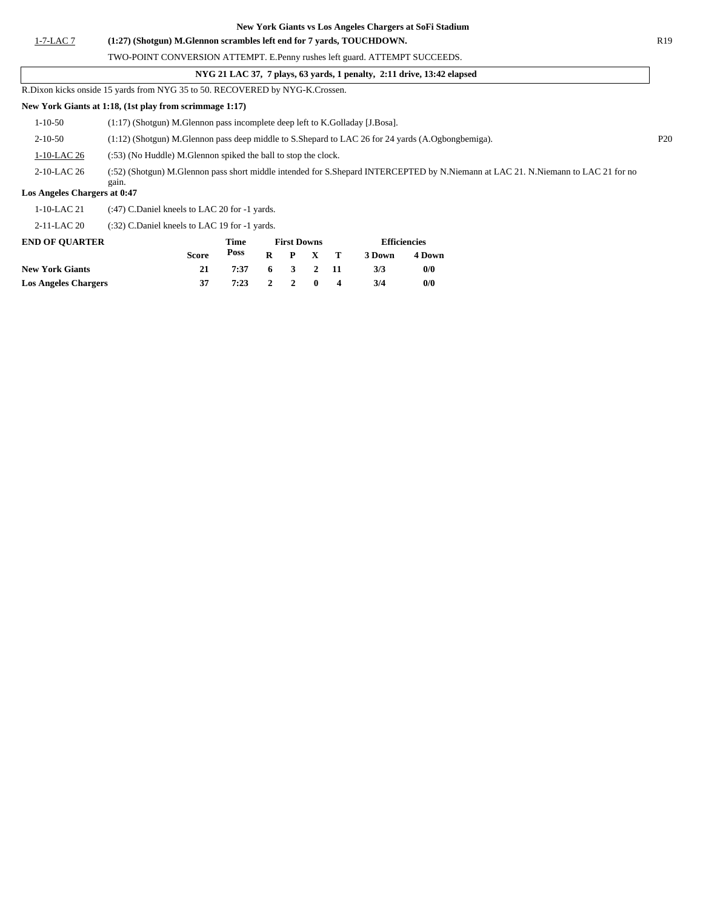**New York Giants vs Los Angeles Chargers at SoFi Stadium**

| | | |
|---|---|---|
| 1-7-LAC 7 | **(1:27) (Shotgun) M.Glennon scrambles left end for 7 yards, TOUCHDOWN.** | R19 |
| | TWO-POINT CONVERSION ATTEMPT. E.Penny rushes left guard. ATTEMPT SUCCEEDS. | |

**NYG 21 LAC 37, 7 plays, 63 yards, 1 penalty, 2:11 drive, 13:42 elapsed**

R.Dixon kicks onside 15 yards from NYG 35 to 50. RECOVERED by NYG-K.Crossen.

**New York Giants at 1:18, (1st play from scrimmage 1:17)**

| | | |
|---|---|---|
| 1-10-50 | (1:17) (Shotgun) M.Glennon pass incomplete deep left to K.Golladay [J.Bosa]. | |
| 2-10-50 | (1:12) (Shotgun) M.Glennon pass deep middle to S.Shepard to LAC 26 for 24 yards (A.Ogbongbemiga). | P20 |
| 1-10-LAC 26 | (:53) (No Huddle) M.Glennon spiked the ball to stop the clock. | |
| 2-10-LAC 26 | (:52) (Shotgun) M.Glennon pass short middle intended for S.Shepard INTERCEPTED by N.Niemann at LAC 21. N.Niemann to LAC 21 for no gain. | |

**Los Angeles Chargers at 0:47**

| | |
|---|---|
| 1-10-LAC 21 | (:47) C.Daniel kneels to LAC 20 for -1 yards. |
| 2-11-LAC 20 | (:32) C.Daniel kneels to LAC 19 for -1 yards. |

| END OF QUARTER | Score | Time Poss | First Downs R | P | X | T | Efficiencies 3 Down | 4 Down |
|---|---|---|---|---|---|---|---|---|
| **New York Giants** | 21 | 7:37 | 6 | 3 | 2 | 11 | 3/3 | 0/0 |
| **Los Angeles Chargers** | 37 | 7:23 | 2 | 2 | 0 | 4 | 3/4 | 0/0 |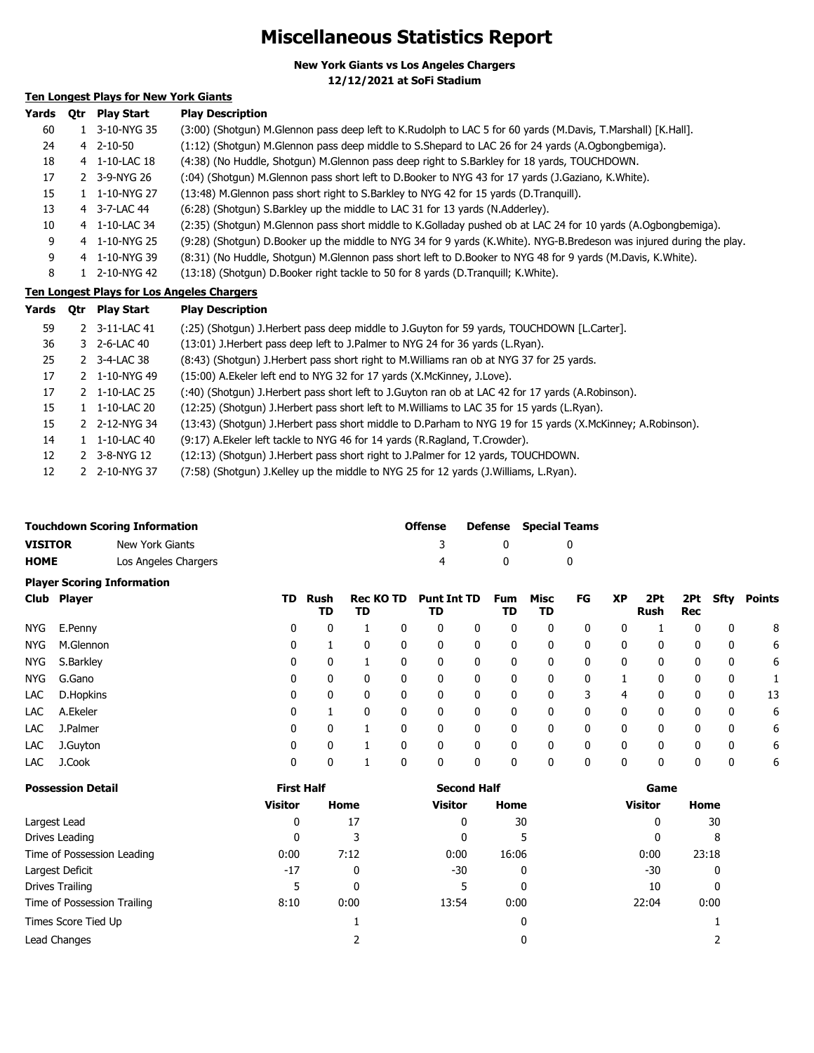# Miscellaneous Statistics Report

**New York Giants vs Los Angeles Chargers**
**12/12/2021 at SoFi Stadium**

### Ten Longest Plays for New York Giants

| Yards | Qtr | Play Start | Play Description |
|---|---|---|---|
| 60 | 1 | 3-10-NYG 35 | (3:00) (Shotgun) M.Glennon pass deep left to K.Rudolph to LAC 5 for 60 yards (M.Davis, T.Marshall) [K.Hall]. |
| 24 | 4 | 2-10-50 | (1:12) (Shotgun) M.Glennon pass deep middle to S.Shepard to LAC 26 for 24 yards (A.Ogbongbemiga). |
| 18 | 4 | 1-10-LAC 18 | (4:38) (No Huddle, Shotgun) M.Glennon pass deep right to S.Barkley for 18 yards, TOUCHDOWN. |
| 17 | 2 | 3-9-NYG 26 | (:04) (Shotgun) M.Glennon pass short left to D.Booker to NYG 43 for 17 yards (J.Gaziano, K.White). |
| 15 | 1 | 1-10-NYG 27 | (13:48) M.Glennon pass short right to S.Barkley to NYG 42 for 15 yards (D.Tranquill). |
| 13 | 4 | 3-7-LAC 44 | (6:28) (Shotgun) S.Barkley up the middle to LAC 31 for 13 yards (N.Adderley). |
| 10 | 4 | 1-10-LAC 34 | (2:35) (Shotgun) M.Glennon pass short middle to K.Golladay pushed ob at LAC 24 for 10 yards (A.Ogbongbemiga). |
| 9 | 4 | 1-10-NYG 25 | (9:28) (Shotgun) D.Booker up the middle to NYG 34 for 9 yards (K.White). NYG-B.Bredeson was injured during the play. |
| 9 | 4 | 1-10-NYG 39 | (8:31) (No Huddle, Shotgun) M.Glennon pass short left to D.Booker to NYG 48 for 9 yards (M.Davis, K.White). |
| 8 | 1 | 2-10-NYG 42 | (13:18) (Shotgun) D.Booker right tackle to 50 for 8 yards (D.Tranquill; K.White). |

### Ten Longest Plays for Los Angeles Chargers

| Yards | Qtr | Play Start | Play Description |
|---|---|---|---|
| 59 | 2 | 3-11-LAC 41 | (:25) (Shotgun) J.Herbert pass deep middle to J.Guyton for 59 yards, TOUCHDOWN [L.Carter]. |
| 36 | 3 | 2-6-LAC 40 | (13:01) J.Herbert pass deep left to J.Palmer to NYG 24 for 36 yards (L.Ryan). |
| 25 | 2 | 3-4-LAC 38 | (8:43) (Shotgun) J.Herbert pass short right to M.Williams ran ob at NYG 37 for 25 yards. |
| 17 | 2 | 1-10-NYG 49 | (15:00) A.Ekeler left end to NYG 32 for 17 yards (X.McKinney, J.Love). |
| 17 | 2 | 1-10-LAC 25 | (:40) (Shotgun) J.Herbert pass short left to J.Guyton ran ob at LAC 42 for 17 yards (A.Robinson). |
| 15 | 1 | 1-10-LAC 20 | (12:25) (Shotgun) J.Herbert pass short left to M.Williams to LAC 35 for 15 yards (L.Ryan). |
| 15 | 2 | 2-12-NYG 34 | (13:43) (Shotgun) J.Herbert pass short middle to D.Parham to NYG 19 for 15 yards (X.McKinney; A.Robinson). |
| 14 | 1 | 1-10-LAC 40 | (9:17) A.Ekeler left tackle to NYG 46 for 14 yards (R.Ragland, T.Crowder). |
| 12 | 2 | 3-8-NYG 12 | (12:13) (Shotgun) J.Herbert pass short right to J.Palmer for 12 yards, TOUCHDOWN. |
| 12 | 2 | 2-10-NYG 37 | (7:58) (Shotgun) J.Kelley up the middle to NYG 25 for 12 yards (J.Williams, L.Ryan). |

### Touchdown Scoring Information

| | | Offense | Defense | Special Teams |
|---|---|---|---|---|
| **VISITOR** | New York Giants | 3 | 0 | 0 |
| **HOME** | Los Angeles Chargers | 4 | 0 | 0 |

### Player Scoring Information

| Club | Player | TD | Rush TD | Rec TD | KO TD | Punt TD | Int TD | Fum TD | Misc TD | FG | XP | 2Pt Rush | 2Pt Rec | Sfty | Points |
|---|---|---|---|---|---|---|---|---|---|---|---|---|---|---|---|
| NYG | E.Penny | 0 | 0 | 1 | 0 | 0 | 0 | 0 | 0 | 0 | 0 | 1 | 0 | 0 | 8 |
| NYG | M.Glennon | 0 | 1 | 0 | 0 | 0 | 0 | 0 | 0 | 0 | 0 | 0 | 0 | 0 | 6 |
| NYG | S.Barkley | 0 | 0 | 1 | 0 | 0 | 0 | 0 | 0 | 0 | 0 | 0 | 0 | 0 | 6 |
| NYG | G.Gano | 0 | 0 | 0 | 0 | 0 | 0 | 0 | 0 | 0 | 1 | 0 | 0 | 0 | 1 |
| LAC | D.Hopkins | 0 | 0 | 0 | 0 | 0 | 0 | 0 | 0 | 3 | 4 | 0 | 0 | 0 | 13 |
| LAC | A.Ekeler | 0 | 1 | 0 | 0 | 0 | 0 | 0 | 0 | 0 | 0 | 0 | 0 | 0 | 6 |
| LAC | J.Palmer | 0 | 0 | 1 | 0 | 0 | 0 | 0 | 0 | 0 | 0 | 0 | 0 | 0 | 6 |
| LAC | J.Guyton | 0 | 0 | 1 | 0 | 0 | 0 | 0 | 0 | 0 | 0 | 0 | 0 | 0 | 6 |
| LAC | J.Cook | 0 | 0 | 1 | 0 | 0 | 0 | 0 | 0 | 0 | 0 | 0 | 0 | 0 | 6 |

### Possession Detail

| | First Half | | Second Half | | Game | |
|---|---|---|---|---|---|---|
| | Visitor | Home | Visitor | Home | Visitor | Home |
| Largest Lead | 0 | 17 | 0 | 30 | 0 | 30 |
| Drives Leading | 0 | 3 | 0 | 5 | 0 | 8 |
| Time of Possession Leading | 0:00 | 7:12 | 0:00 | 16:06 | 0:00 | 23:18 |
| Largest Deficit | -17 | 0 | -30 | 0 | -30 | 0 |
| Drives Trailing | 5 | 0 | 5 | 0 | 10 | 0 |
| Time of Possession Trailing | 8:10 | 0:00 | 13:54 | 0:00 | 22:04 | 0:00 |
| Times Score Tied Up | | 1 | | 0 | | 1 |
| Lead Changes | | 2 | | 0 | | 2 |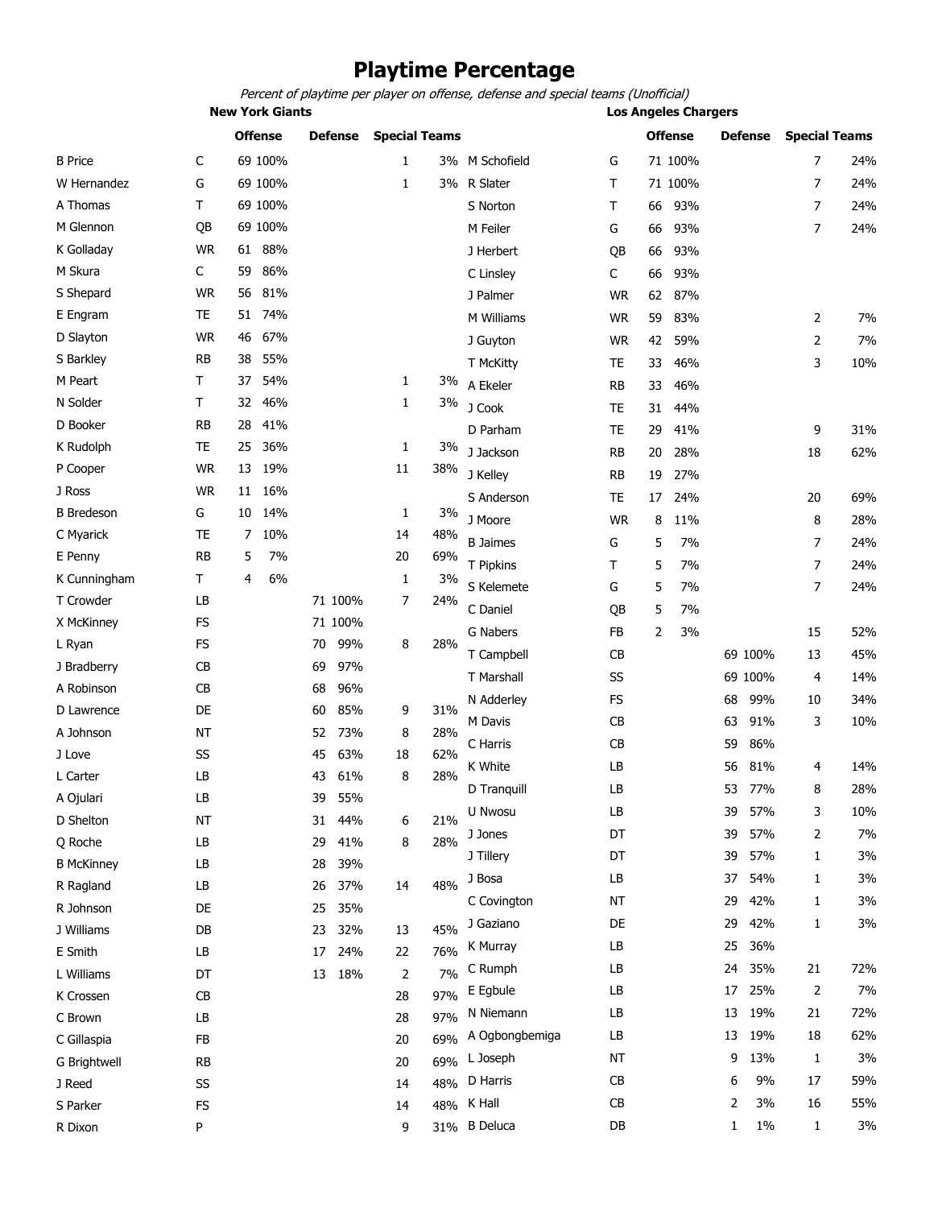# Playtime Percentage

*Percent of playtime per player on offense, defense and special teams (Unofficial)*

## New York Giants

| Player | Pos | Offense | | Defense | | Special Teams | |
|---|---|---|---|---|---|---|---|
| B Price | C | 69 | 100% | | | 1 | 3% |
| W Hernandez | G | 69 | 100% | | | 1 | 3% |
| A Thomas | T | 69 | 100% | | | | |
| M Glennon | QB | 69 | 100% | | | | |
| K Golladay | WR | 61 | 88% | | | | |
| M Skura | C | 59 | 86% | | | | |
| S Shepard | WR | 56 | 81% | | | | |
| E Engram | TE | 51 | 74% | | | | |
| D Slayton | WR | 46 | 67% | | | | |
| S Barkley | RB | 38 | 55% | | | | |
| M Peart | T | 37 | 54% | | | 1 | 3% |
| N Solder | T | 32 | 46% | | | 1 | 3% |
| D Booker | RB | 28 | 41% | | | | |
| K Rudolph | TE | 25 | 36% | | | 1 | 3% |
| P Cooper | WR | 13 | 19% | | | 11 | 38% |
| J Ross | WR | 11 | 16% | | | | |
| B Bredeson | G | 10 | 14% | | | 1 | 3% |
| C Myarick | TE | 7 | 10% | | | 14 | 48% |
| E Penny | RB | 5 | 7% | | | 20 | 69% |
| K Cunningham | T | 4 | 6% | | | 1 | 3% |
| T Crowder | LB | | | 71 | 100% | 7 | 24% |
| X McKinney | FS | | | 71 | 100% | | |
| L Ryan | FS | | | 70 | 99% | 8 | 28% |
| J Bradberry | CB | | | 69 | 97% | | |
| A Robinson | CB | | | 68 | 96% | | |
| D Lawrence | DE | | | 60 | 85% | 9 | 31% |
| A Johnson | NT | | | 52 | 73% | 8 | 28% |
| J Love | SS | | | 45 | 63% | 18 | 62% |
| L Carter | LB | | | 43 | 61% | 8 | 28% |
| A Ojulari | LB | | | 39 | 55% | | |
| D Shelton | NT | | | 31 | 44% | 6 | 21% |
| Q Roche | LB | | | 29 | 41% | 8 | 28% |
| B McKinney | LB | | | 28 | 39% | | |
| R Ragland | LB | | | 26 | 37% | 14 | 48% |
| R Johnson | DE | | | 25 | 35% | | |
| J Williams | DB | | | 23 | 32% | 13 | 45% |
| E Smith | LB | | | 17 | 24% | 22 | 76% |
| L Williams | DT | | | 13 | 18% | 2 | 7% |
| K Crossen | CB | | | | | 28 | 97% |
| C Brown | LB | | | | | 28 | 97% |
| C Gillaspia | FB | | | | | 20 | 69% |
| G Brightwell | RB | | | | | 20 | 69% |
| J Reed | SS | | | | | 14 | 48% |
| S Parker | FS | | | | | 14 | 48% |
| R Dixon | P | | | | | 9 | 31% |

## Los Angeles Chargers

| Player | Pos | Offense | | Defense | | Special Teams | |
|---|---|---|---|---|---|---|---|
| M Schofield | G | 71 | 100% | | | 7 | 24% |
| R Slater | T | 71 | 100% | | | 7 | 24% |
| S Norton | T | 66 | 93% | | | 7 | 24% |
| M Feiler | G | 66 | 93% | | | 7 | 24% |
| J Herbert | QB | 66 | 93% | | | | |
| C Linsley | C | 66 | 93% | | | | |
| J Palmer | WR | 62 | 87% | | | | |
| M Williams | WR | 59 | 83% | | | 2 | 7% |
| J Guyton | WR | 42 | 59% | | | 2 | 7% |
| T McKitty | TE | 33 | 46% | | | 3 | 10% |
| A Ekeler | RB | 33 | 46% | | | | |
| J Cook | TE | 31 | 44% | | | | |
| D Parham | TE | 29 | 41% | | | 9 | 31% |
| J Jackson | RB | 20 | 28% | | | 18 | 62% |
| J Kelley | RB | 19 | 27% | | | | |
| S Anderson | TE | 17 | 24% | | | 20 | 69% |
| J Moore | WR | 8 | 11% | | | 8 | 28% |
| B Jaimes | G | 5 | 7% | | | 7 | 24% |
| T Pipkins | T | 5 | 7% | | | 7 | 24% |
| S Kelemete | G | 5 | 7% | | | 7 | 24% |
| C Daniel | QB | 5 | 7% | | | | |
| G Nabers | FB | 2 | 3% | | | 15 | 52% |
| T Campbell | CB | | | 69 | 100% | 13 | 45% |
| T Marshall | SS | | | 69 | 100% | 4 | 14% |
| N Adderley | FS | | | 68 | 99% | 10 | 34% |
| M Davis | CB | | | 63 | 91% | 3 | 10% |
| C Harris | CB | | | 59 | 86% | | |
| K White | LB | | | 56 | 81% | 4 | 14% |
| D Tranquill | LB | | | 53 | 77% | 8 | 28% |
| U Nwosu | LB | | | 39 | 57% | 3 | 10% |
| J Jones | DT | | | 39 | 57% | 2 | 7% |
| J Tillery | DT | | | 39 | 57% | 1 | 3% |
| J Bosa | LB | | | 37 | 54% | 1 | 3% |
| C Covington | NT | | | 29 | 42% | 1 | 3% |
| J Gaziano | DE | | | 29 | 42% | 1 | 3% |
| K Murray | LB | | | 25 | 36% | | |
| C Rumph | LB | | | 24 | 35% | 21 | 72% |
| E Egbule | LB | | | 17 | 25% | 2 | 7% |
| N Niemann | LB | | | 13 | 19% | 21 | 72% |
| A Ogbongbemiga | LB | | | 13 | 19% | 18 | 62% |
| L Joseph | NT | | | 9 | 13% | 1 | 3% |
| D Harris | CB | | | 6 | 9% | 17 | 59% |
| K Hall | CB | | | 2 | 3% | 16 | 55% |
| B Deluca | DB | | | 1 | 1% | 1 | 3% |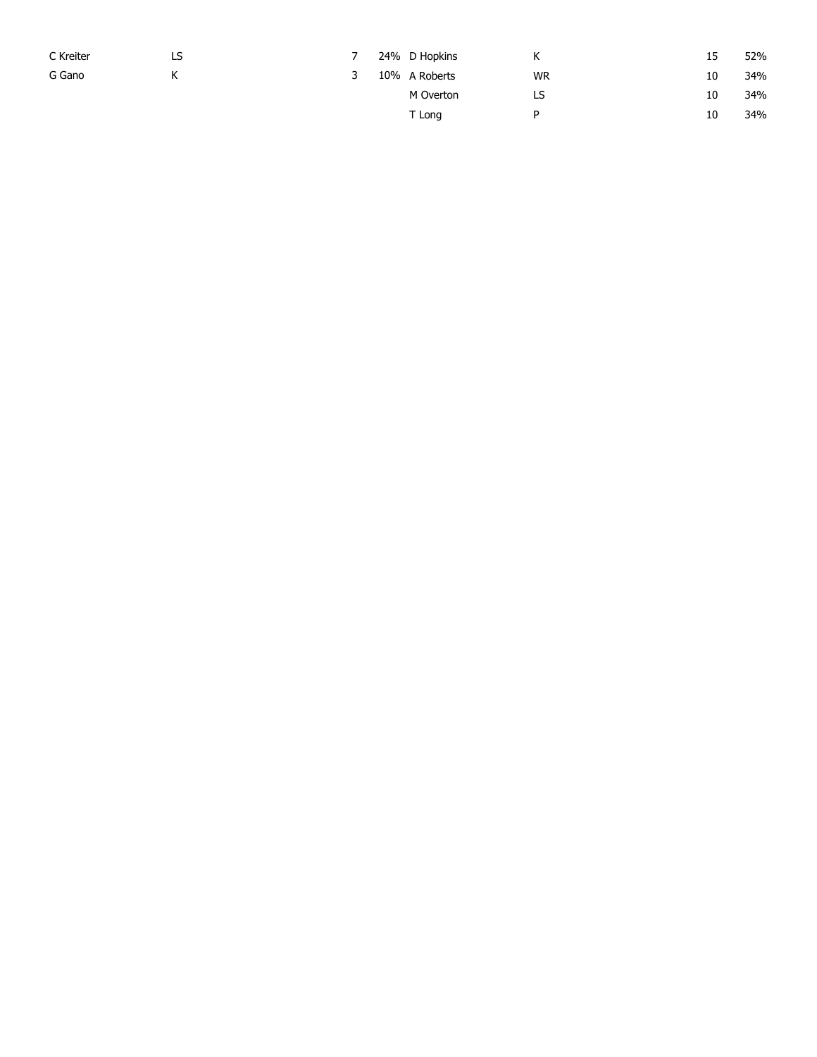| | | | | | | | |
|---|---|---|---|---|---|---|---|
| C Kreiter | LS | 7 | 24% | D Hopkins | K | 15 | 52% |
| G Gano | K | 3 | 10% | A Roberts | WR | 10 | 34% |
| | | | | M Overton | LS | 10 | 34% |
| | | | | T Long | P | 10 | 34% |